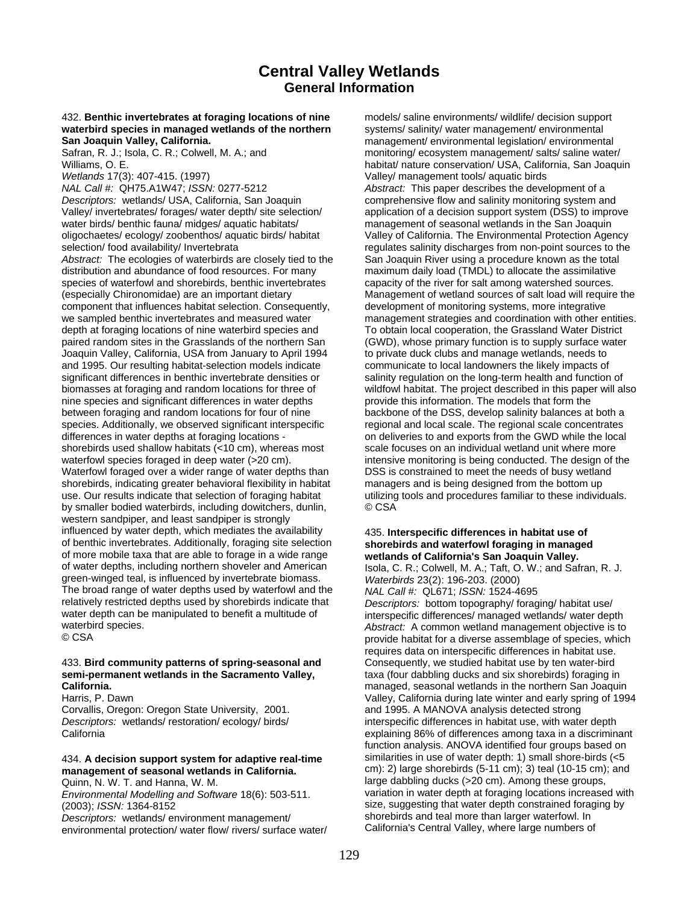# Central Valley Wetlands
## General Information

432. **Benthic invertebrates at foraging locations of nine waterbird species in managed wetlands of the northern San Joaquin Valley, California.**
Safran, R. J.; Isola, C. R.; Colwell, M. A.; and Williams, O. E.
*Wetlands* 17(3): 407-415. (1997)
*NAL Call #:* QH75.A1W47; *ISSN:* 0277-5212
*Descriptors:* wetlands/ USA, California, San Joaquin Valley/ invertebrates/ forages/ water depth/ site selection/ water birds/ benthic fauna/ midges/ aquatic habitats/ oligochaetes/ ecology/ zoobenthos/ aquatic birds/ habitat selection/ food availability/ Invertebrata
*Abstract:* The ecologies of waterbirds are closely tied to the distribution and abundance of food resources. For many species of waterfowl and shorebirds, benthic invertebrates (especially Chironomidae) are an important dietary component that influences habitat selection. Consequently, we sampled benthic invertebrates and measured water depth at foraging locations of nine waterbird species and paired random sites in the Grasslands of the northern San Joaquin Valley, California, USA from January to April 1994 and 1995. Our resulting habitat-selection models indicate significant differences in benthic invertebrate densities or biomasses at foraging and random locations for three of nine species and significant differences in water depths between foraging and random locations for four of nine species. Additionally, we observed significant interspecific differences in water depths at foraging locations - shorebirds used shallow habitats (<10 cm), whereas most waterfowl species foraged in deep water (>20 cm). Waterfowl foraged over a wider range of water depths than shorebirds, indicating greater behavioral flexibility in habitat use. Our results indicate that selection of foraging habitat by smaller bodied waterbirds, including dowitchers, dunlin, western sandpiper, and least sandpiper is strongly influenced by water depth, which mediates the availability of benthic invertebrates. Additionally, foraging site selection of more mobile taxa that are able to forage in a wide range of water depths, including northern shoveler and American green-winged teal, is influenced by invertebrate biomass. The broad range of water depths used by waterfowl and the relatively restricted depths used by shorebirds indicate that water depth can be manipulated to benefit a multitude of waterbird species.
© CSA

433. **Bird community patterns of spring-seasonal and semi-permanent wetlands in the Sacramento Valley, California.**
Harris, P. Dawn
Corvallis, Oregon: Oregon State University, 2001.
*Descriptors:* wetlands/ restoration/ ecology/ birds/ California

434. **A decision support system for adaptive real-time management of seasonal wetlands in California.**
Quinn, N. W. T. and Hanna, W. M.
*Environmental Modelling and Software* 18(6): 503-511. (2003); *ISSN:* 1364-8152
*Descriptors:* wetlands/ environment management/ environmental protection/ water flow/ rivers/ surface water/ models/ saline environments/ wildlife/ decision support systems/ salinity/ water management/ environmental management/ environmental legislation/ environmental monitoring/ ecosystem management/ salts/ saline water/ habitat/ nature conservation/ USA, California, San Joaquin Valley/ management tools/ aquatic birds
*Abstract:* This paper describes the development of a comprehensive flow and salinity monitoring system and application of a decision support system (DSS) to improve management of seasonal wetlands in the San Joaquin Valley of California. The Environmental Protection Agency regulates salinity discharges from non-point sources to the San Joaquin River using a procedure known as the total maximum daily load (TMDL) to allocate the assimilative capacity of the river for salt among watershed sources. Management of wetland sources of salt load will require the development of monitoring systems, more integrative management strategies and coordination with other entities. To obtain local cooperation, the Grassland Water District (GWD), whose primary function is to supply surface water to private duck clubs and manage wetlands, needs to communicate to local landowners the likely impacts of salinity regulation on the long-term health and function of wildfowl habitat. The project described in this paper will also provide this information. The models that form the backbone of the DSS, develop salinity balances at both a regional and local scale. The regional scale concentrates on deliveries to and exports from the GWD while the local scale focuses on an individual wetland unit where more intensive monitoring is being conducted. The design of the DSS is constrained to meet the needs of busy wetland managers and is being designed from the bottom up utilizing tools and procedures familiar to these individuals.
© CSA

435. **Interspecific differences in habitat use of shorebirds and waterfowl foraging in managed wetlands of California's San Joaquin Valley.**
Isola, C. R.; Colwell, M. A.; Taft, O. W.; and Safran, R. J.
*Waterbirds* 23(2): 196-203. (2000)
*NAL Call #:* QL671; *ISSN:* 1524-4695
*Descriptors:* bottom topography/ foraging/ habitat use/ interspecific differences/ managed wetlands/ water depth
*Abstract:* A common wetland management objective is to provide habitat for a diverse assemblage of species, which requires data on interspecific differences in habitat use. Consequently, we studied habitat use by ten water-bird taxa (four dabbling ducks and six shorebirds) foraging in managed, seasonal wetlands in the northern San Joaquin Valley, California during late winter and early spring of 1994 and 1995. A MANOVA analysis detected strong interspecific differences in habitat use, with water depth explaining 86% of differences among taxa in a discriminant function analysis. ANOVA identified four groups based on similarities in use of water depth: 1) small shore-birds (<5 cm): 2) large shorebirds (5-11 cm); 3) teal (10-15 cm); and large dabbling ducks (>20 cm). Among these groups, variation in water depth at foraging locations increased with size, suggesting that water depth constrained foraging by shorebirds and teal more than larger waterfowl. In California's Central Valley, where large numbers of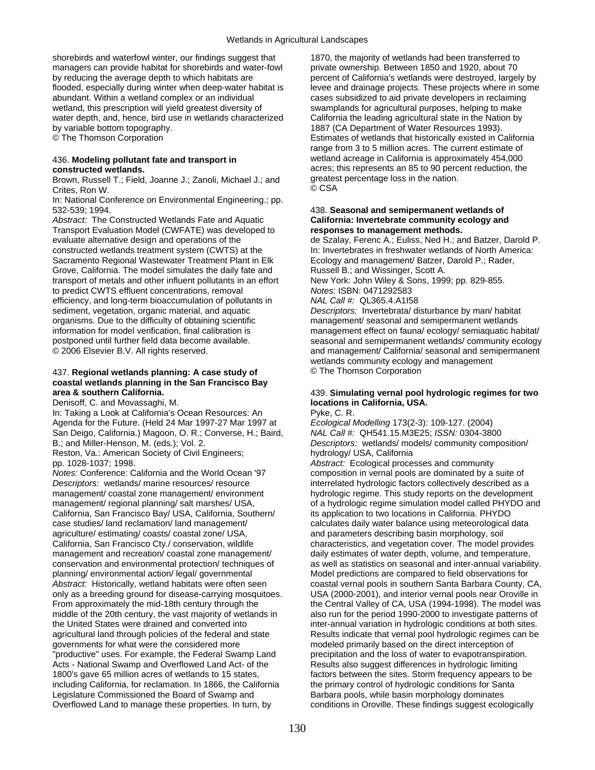shorebirds and waterfowl winter, our findings suggest that managers can provide habitat for shorebirds and water-fowl by reducing the average depth to which habitats are flooded, especially during winter when deep-water habitat is abundant. Within a wetland complex or an individual wetland, this prescription will yield greatest diversity of water depth, and, hence, bird use in wetlands characterized by variable bottom topography.
© The Thomson Corporation

436. **Modeling pollutant fate and transport in constructed wetlands.**
Brown, Russell T.; Field, Joanne J.; Zanoli, Michael J.; and Crites, Ron W.
In: National Conference on Environmental Engineering.; pp. 532-539; 1994.
*Abstract:* The Constructed Wetlands Fate and Aquatic Transport Evaluation Model (CWFATE) was developed to evaluate alternative design and operations of the constructed wetlands treatment system (CWTS) at the Sacramento Regional Wastewater Treatment Plant in Elk Grove, California. The model simulates the daily fate and transport of metals and other influent pollutants in an effort to predict CWTS effluent concentrations, removal efficiency, and long-term bioaccumulation of pollutants in sediment, vegetation, organic material, and aquatic organisms. Due to the difficulty of obtaining scientific information for model verification, final calibration is postponed until further field data become available.
© 2006 Elsevier B.V. All rights reserved.

437. **Regional wetlands planning: A case study of coastal wetlands planning in the San Francisco Bay area & southern California.**
Denisoff, C. and Movassaghi, M.
In: Taking a Look at California's Ocean Resources: An Agenda for the Future. (Held 24 Mar 1997-27 Mar 1997 at San Deigo, California.) Magoon, O. R.; Converse, H.; Baird, B.; and Miller-Henson, M. (eds.); Vol. 2.
Reston, Va.: American Society of Civil Engineers; pp. 1028-1037; 1998.
*Notes:* Conference: California and the World Ocean '97
*Descriptors:* wetlands/ marine resources/ resource management/ coastal zone management/ environment management/ regional planning/ salt marshes/ USA, California, San Francisco Bay/ USA, California, Southern/ case studies/ land reclamation/ land management/ agriculture/ estimating/ coasts/ coastal zone/ USA, California, San Francisco Cty./ conservation, wildlife management and recreation/ coastal zone management/ conservation and environmental protection/ techniques of planning/ environmental action/ legal/ governmental
*Abstract:* Historically, wetland habitats were often seen only as a breeding ground for disease-carrying mosquitoes. From approximately the mid-18th century through the middle of the 20th century, the vast majority of wetlands in the United States were drained and converted into agricultural land through policies of the federal and state governments for what were the considered more "productive" uses. For example, the Federal Swamp Land Acts - National Swamp and Overflowed Land Act- of the 1800's gave 65 million acres of wetlands to 15 states, including California, for reclamation. In 1866, the California Legislature Commissioned the Board of Swamp and Overflowed Land to manage these properties. In turn, by 1870, the majority of wetlands had been transferred to private ownership. Between 1850 and 1920, about 70 percent of California's wetlands were destroyed, largely by levee and drainage projects. These projects where in some cases subsidized to aid private developers in reclaiming swamplands for agricultural purposes, helping to make California the leading agricultural state in the Nation by 1887 (CA Department of Water Resources 1993). Estimates of wetlands that historically existed in California range from 3 to 5 million acres. The current estimate of wetland acreage in California is approximately 454,000 acres; this represents an 85 to 90 percent reduction, the greatest percentage loss in the nation.
© CSA

438. **Seasonal and semipermanent wetlands of California: Invertebrate community ecology and responses to management methods.**
de Szalay, Ferenc A.; Euliss, Ned H.; and Batzer, Darold P.
In: Invertebrates in freshwater wetlands of North America: Ecology and management/ Batzer, Darold P.; Rader, Russell B.; and Wissinger, Scott A.
New York: John Wiley & Sons, 1999; pp. 829-855.
*Notes:* ISBN: 0471292583
*NAL Call #:* QL365.4.A1I58
*Descriptors:* Invertebrata/ disturbance by man/ habitat management/ seasonal and semipermanent wetlands management effect on fauna/ ecology/ semiaquatic habitat/ seasonal and semipermanent wetlands/ community ecology and management/ California/ seasonal and semipermanent wetlands community ecology and management
© The Thomson Corporation

439. **Simulating vernal pool hydrologic regimes for two locations in California, USA.**
Pyke, C. R.
*Ecological Modelling* 173(2-3): 109-127. (2004)
*NAL Call #:* QH541.15.M3E25; *ISSN:* 0304-3800
*Descriptors:* wetlands/ models/ community composition/ hydrology/ USA, California
*Abstract:* Ecological processes and community composition in vernal pools are dominated by a suite of interrelated hydrologic factors collectively described as a hydrologic regime. This study reports on the development of a hydrologic regime simulation model called PHYDO and its application to two locations in California. PHYDO calculates daily water balance using meteorological data and parameters describing basin morphology, soil characteristics, and vegetation cover. The model provides daily estimates of water depth, volume, and temperature, as well as statistics on seasonal and inter-annual variability. Model predictions are compared to field observations for coastal vernal pools in southern Santa Barbara County, CA, USA (2000-2001), and interior vernal pools near Oroville in the Central Valley of CA, USA (1994-1998). The model was also run for the period 1990-2000 to investigate patterns of inter-annual variation in hydrologic conditions at both sites. Results indicate that vernal pool hydrologic regimes can be modeled primarily based on the direct interception of precipitation and the loss of water to evapotranspiration. Results also suggest differences in hydrologic limiting factors between the sites. Storm frequency appears to be the primary control of hydrologic conditions for Santa Barbara pools, while basin morphology dominates conditions in Oroville. These findings suggest ecologically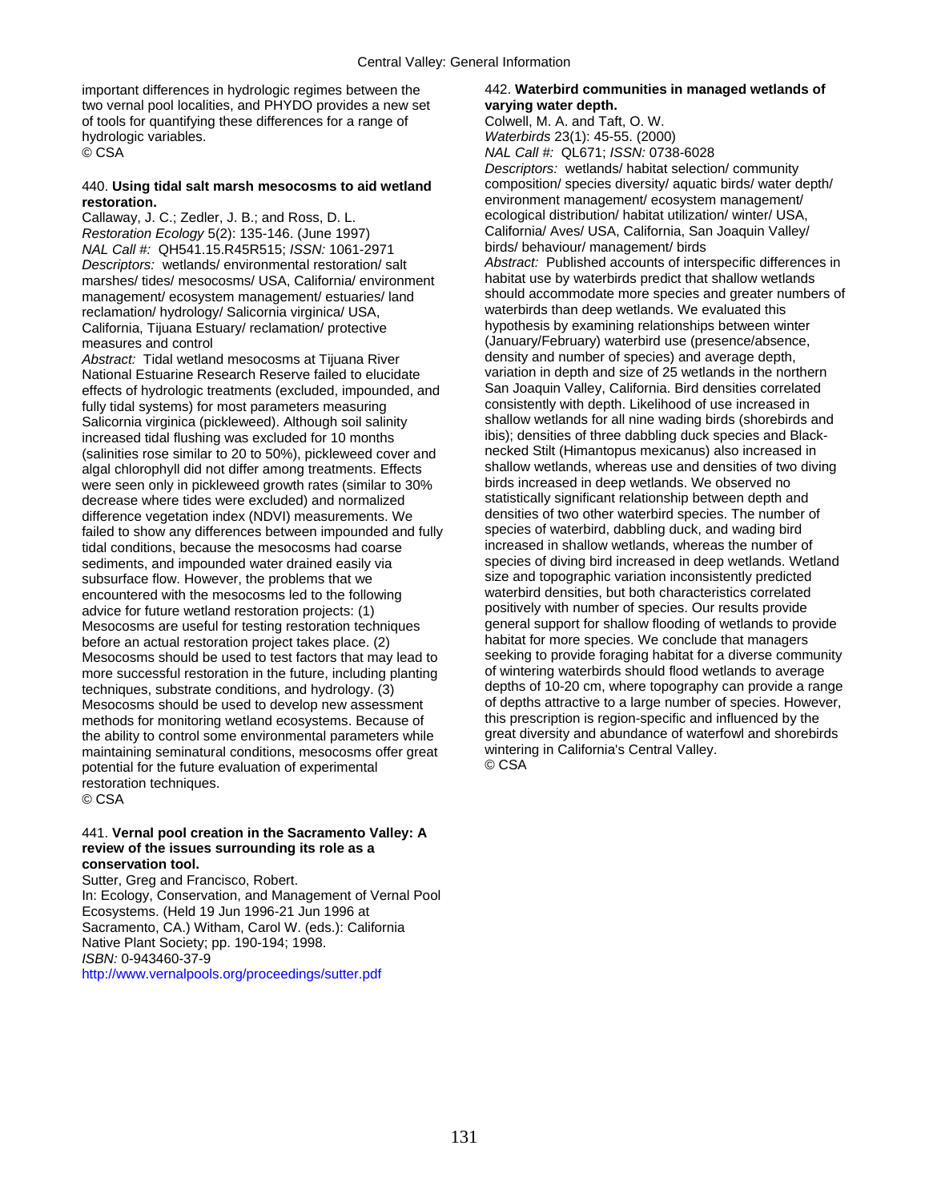important differences in hydrologic regimes between the two vernal pool localities, and PHYDO provides a new set of tools for quantifying these differences for a range of hydrologic variables.
© CSA

440. **Using tidal salt marsh mesocosms to aid wetland restoration.**
Callaway, J. C.; Zedler, J. B.; and Ross, D. L.
*Restoration Ecology* 5(2): 135-146. (June 1997)
*NAL Call #:* QH541.15.R45R515; *ISSN:* 1061-2971
*Descriptors:* wetlands/ environmental restoration/ salt marshes/ tides/ mesocosms/ USA, California/ environment management/ ecosystem management/ estuaries/ land reclamation/ hydrology/ Salicornia virginica/ USA, California, Tijuana Estuary/ reclamation/ protective measures and control
*Abstract:* Tidal wetland mesocosms at Tijuana River National Estuarine Research Reserve failed to elucidate effects of hydrologic treatments (excluded, impounded, and fully tidal systems) for most parameters measuring Salicornia virginica (pickleweed). Although soil salinity increased tidal flushing was excluded for 10 months (salinities rose similar to 20 to 50%), pickleweed cover and algal chlorophyll did not differ among treatments. Effects were seen only in pickleweed growth rates (similar to 30% decrease where tides were excluded) and normalized difference vegetation index (NDVI) measurements. We failed to show any differences between impounded and fully tidal conditions, because the mesocosms had coarse sediments, and impounded water drained easily via subsurface flow. However, the problems that we encountered with the mesocosms led to the following advice for future wetland restoration projects: (1) Mesocosms are useful for testing restoration techniques before an actual restoration project takes place. (2) Mesocosms should be used to test factors that may lead to more successful restoration in the future, including planting techniques, substrate conditions, and hydrology. (3) Mesocosms should be used to develop new assessment methods for monitoring wetland ecosystems. Because of the ability to control some environmental parameters while maintaining seminatural conditions, mesocosms offer great potential for the future evaluation of experimental restoration techniques.
© CSA

441. **Vernal pool creation in the Sacramento Valley: A review of the issues surrounding its role as a conservation tool.**
Sutter, Greg and Francisco, Robert.
In: Ecology, Conservation, and Management of Vernal Pool Ecosystems. (Held 19 Jun 1996-21 Jun 1996 at Sacramento, CA.) Witham, Carol W. (eds.): California Native Plant Society; pp. 190-194; 1998.
*ISBN:* 0-943460-37-9
http://www.vernalpools.org/proceedings/sutter.pdf

442. **Waterbird communities in managed wetlands of varying water depth.**
Colwell, M. A. and Taft, O. W.
*Waterbirds* 23(1): 45-55. (2000)
*NAL Call #:* QL671; *ISSN:* 0738-6028
*Descriptors:* wetlands/ habitat selection/ community composition/ species diversity/ aquatic birds/ water depth/ environment management/ ecosystem management/ ecological distribution/ habitat utilization/ winter/ USA, California/ Aves/ USA, California, San Joaquin Valley/ birds/ behaviour/ management/ birds
*Abstract:* Published accounts of interspecific differences in habitat use by waterbirds predict that shallow wetlands should accommodate more species and greater numbers of waterbirds than deep wetlands. We evaluated this hypothesis by examining relationships between winter (January/February) waterbird use (presence/absence, density and number of species) and average depth, variation in depth and size of 25 wetlands in the northern San Joaquin Valley, California. Bird densities correlated consistently with depth. Likelihood of use increased in shallow wetlands for all nine wading birds (shorebirds and ibis); densities of three dabbling duck species and Black-necked Stilt (Himantopus mexicanus) also increased in shallow wetlands, whereas use and densities of two diving birds increased in deep wetlands. We observed no statistically significant relationship between depth and densities of two other waterbird species. The number of species of waterbird, dabbling duck, and wading bird increased in shallow wetlands, whereas the number of species of diving bird increased in deep wetlands. Wetland size and topographic variation inconsistently predicted waterbird densities, but both characteristics correlated positively with number of species. Our results provide general support for shallow flooding of wetlands to provide habitat for more species. We conclude that managers seeking to provide foraging habitat for a diverse community of wintering waterbirds should flood wetlands to average depths of 10-20 cm, where topography can provide a range of depths attractive to a large number of species. However, this prescription is region-specific and influenced by the great diversity and abundance of waterfowl and shorebirds wintering in California's Central Valley.
© CSA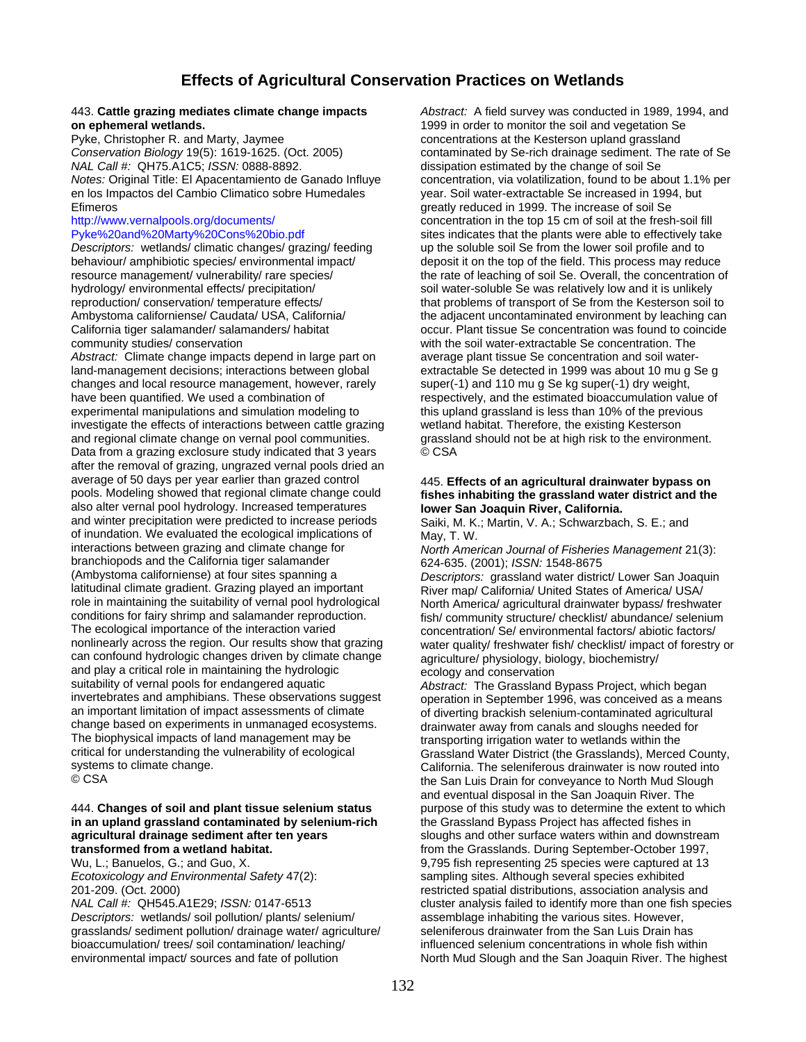# Effects of Agricultural Conservation Practices on Wetlands

443. **Cattle grazing mediates climate change impacts on ephemeral wetlands.**
Pyke, Christopher R. and Marty, Jaymee
*Conservation Biology* 19(5): 1619-1625. (Oct. 2005)
*NAL Call #:* QH75.A1C5; *ISSN:* 0888-8892.
*Notes:* Original Title: El Apacentamiento de Ganado Influye en los Impactos del Cambio Climatico sobre Humedales Efimeros
http://www.vernalpools.org/documents/Pyke%20and%20Marty%20Cons%20bio.pdf
*Descriptors:* wetlands/ climatic changes/ grazing/ feeding behaviour/ amphibiotic species/ environmental impact/ resource management/ vulnerability/ rare species/ hydrology/ environmental effects/ precipitation/ reproduction/ conservation/ temperature effects/ Ambystoma californiense/ Caudata/ USA, California/ California tiger salamander/ salamanders/ habitat community studies/ conservation
*Abstract:* Climate change impacts depend in large part on land-management decisions; interactions between global changes and local resource management, however, rarely have been quantified. We used a combination of experimental manipulations and simulation modeling to investigate the effects of interactions between cattle grazing and regional climate change on vernal pool communities. Data from a grazing exclosure study indicated that 3 years after the removal of grazing, ungrazed vernal pools dried an average of 50 days per year earlier than grazed control pools. Modeling showed that regional climate change could also alter vernal pool hydrology. Increased temperatures and winter precipitation were predicted to increase periods of inundation. We evaluated the ecological implications of interactions between grazing and climate change for branchiopods and the California tiger salamander (Ambystoma californiense) at four sites spanning a latitudinal climate gradient. Grazing played an important role in maintaining the suitability of vernal pool hydrological conditions for fairy shrimp and salamander reproduction. The ecological importance of the interaction varied nonlinearly across the region. Our results show that grazing can confound hydrologic changes driven by climate change and play a critical role in maintaining the hydrologic suitability of vernal pools for endangered aquatic invertebrates and amphibians. These observations suggest an important limitation of impact assessments of climate change based on experiments in unmanaged ecosystems. The biophysical impacts of land management may be critical for understanding the vulnerability of ecological systems to climate change.
© CSA

444. **Changes of soil and plant tissue selenium status in an upland grassland contaminated by selenium-rich agricultural drainage sediment after ten years transformed from a wetland habitat.**
Wu, L.; Banuelos, G.; and Guo, X.
*Ecotoxicology and Environmental Safety* 47(2): 201-209. (Oct. 2000)
*NAL Call #:* QH545.A1E29; *ISSN:* 0147-6513
*Descriptors:* wetlands/ soil pollution/ plants/ selenium/ grasslands/ sediment pollution/ drainage water/ agriculture/ bioaccumulation/ trees/ soil contamination/ leaching/ environmental impact/ sources and fate of pollution
*Abstract:* A field survey was conducted in 1989, 1994, and 1999 in order to monitor the soil and vegetation Se concentrations at the Kesterson upland grassland contaminated by Se-rich drainage sediment. The rate of Se dissipation estimated by the change of soil Se concentration, via volatilization, found to be about 1.1% per year. Soil water-extractable Se increased in 1994, but greatly reduced in 1999. The increase of soil Se concentration in the top 15 cm of soil at the fresh-soil fill sites indicates that the plants were able to effectively take up the soluble soil Se from the lower soil profile and to deposit it on the top of the field. This process may reduce the rate of leaching of soil Se. Overall, the concentration of soil water-soluble Se was relatively low and it is unlikely that problems of transport of Se from the Kesterson soil to the adjacent uncontaminated environment by leaching can occur. Plant tissue Se concentration was found to coincide with the soil water-extractable Se concentration. The average plant tissue Se concentration and soil water-extractable Se detected in 1999 was about 10 mu g Se g super(-1) and 110 mu g Se kg super(-1) dry weight, respectively, and the estimated bioaccumulation value of this upland grassland is less than 10% of the previous wetland habitat. Therefore, the existing Kesterson grassland should not be at high risk to the environment.
© CSA

445. **Effects of an agricultural drainwater bypass on fishes inhabiting the grassland water district and the lower San Joaquin River, California.**
Saiki, M. K.; Martin, V. A.; Schwarzbach, S. E.; and May, T. W.
*North American Journal of Fisheries Management* 21(3): 624-635. (2001); *ISSN:* 1548-8675
*Descriptors:* grassland water district/ Lower San Joaquin River map/ California/ United States of America/ USA/ North America/ agricultural drainwater bypass/ freshwater fish/ community structure/ checklist/ abundance/ selenium concentration/ Se/ environmental factors/ abiotic factors/ water quality/ freshwater fish/ checklist/ impact of forestry or agriculture/ physiology, biology, biochemistry/ ecology and conservation
*Abstract:* The Grassland Bypass Project, which began operation in September 1996, was conceived as a means of diverting brackish selenium-contaminated agricultural drainwater away from canals and sloughs needed for transporting irrigation water to wetlands within the Grassland Water District (the Grasslands), Merced County, California. The seleniferous drainwater is now routed into the San Luis Drain for conveyance to North Mud Slough and eventual disposal in the San Joaquin River. The purpose of this study was to determine the extent to which the Grassland Bypass Project has affected fishes in sloughs and other surface waters within and downstream from the Grasslands. During September-October 1997, 9,795 fish representing 25 species were captured at 13 sampling sites. Although several species exhibited restricted spatial distributions, association analysis and cluster analysis failed to identify more than one fish species assemblage inhabiting the various sites. However, seleniferous drainwater from the San Luis Drain has influenced selenium concentrations in whole fish within North Mud Slough and the San Joaquin River. The highest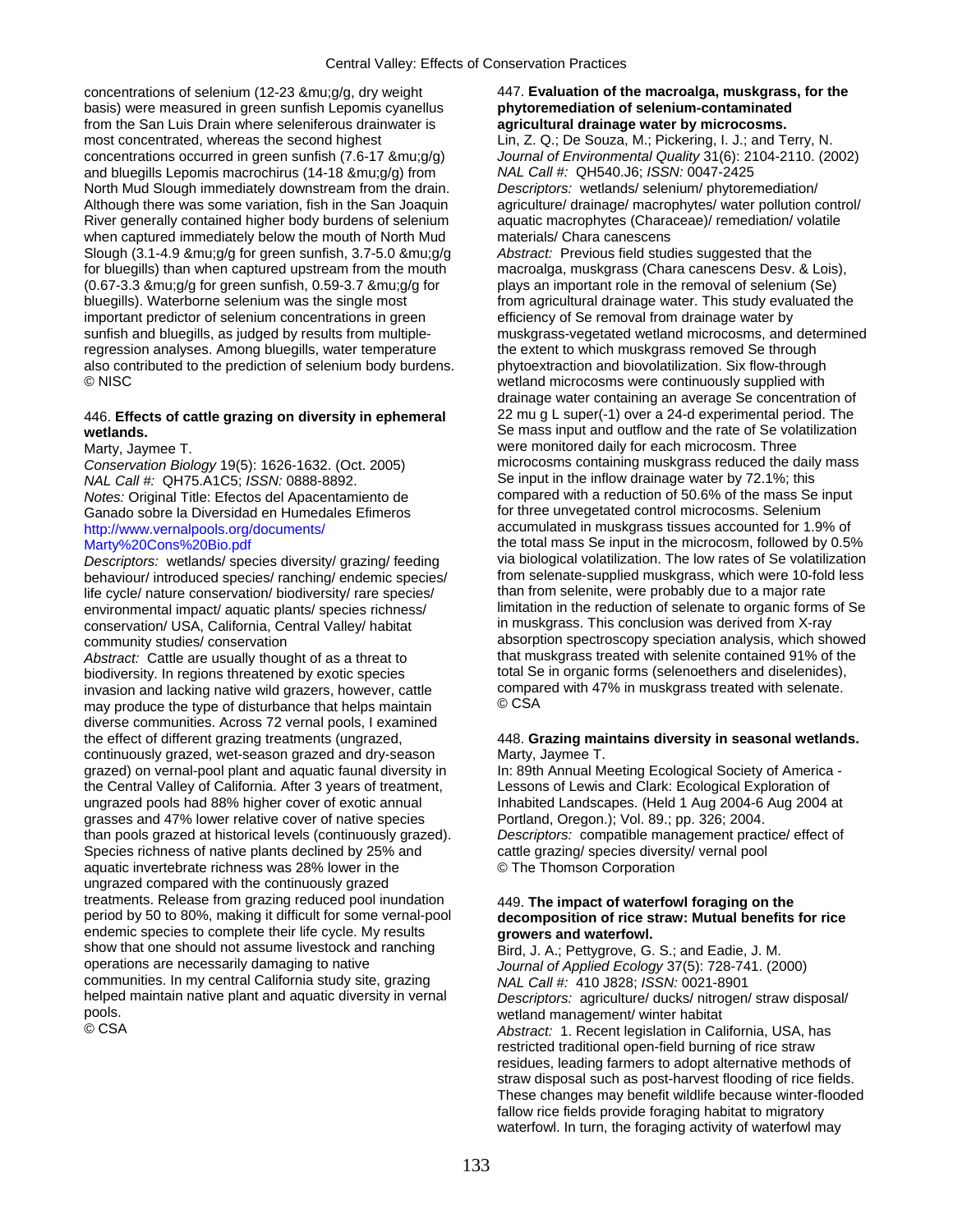concentrations of selenium (12-23 &mu;g/g, dry weight basis) were measured in green sunfish Lepomis cyanellus from the San Luis Drain where seleniferous drainwater is most concentrated, whereas the second highest concentrations occurred in green sunfish (7.6-17 &mu;g/g) and bluegills Lepomis macrochirus (14-18 &mu;g/g) from North Mud Slough immediately downstream from the drain. Although there was some variation, fish in the San Joaquin River generally contained higher body burdens of selenium when captured immediately below the mouth of North Mud Slough (3.1-4.9 &mu;g/g for green sunfish, 3.7-5.0 &mu;g/g for bluegills) than when captured upstream from the mouth (0.67-3.3 &mu;g/g for green sunfish, 0.59-3.7 &mu;g/g for bluegills). Waterborne selenium was the single most important predictor of selenium concentrations in green sunfish and bluegills, as judged by results from multiple-regression analyses. Among bluegills, water temperature also contributed to the prediction of selenium body burdens.
© NISC

### 446. **Effects of cattle grazing on diversity in ephemeral wetlands.**

Marty, Jaymee T.
*Conservation Biology* 19(5): 1626-1632. (Oct. 2005)
*NAL Call #:* QH75.A1C5; *ISSN:* 0888-8892.
*Notes:* Original Title: Efectos del Apacentamiento de Ganado sobre la Diversidad en Humedales Efimeros
http://www.vernalpools.org/documents/Marty%20Cons%20Bio.pdf
*Descriptors:* wetlands/ species diversity/ grazing/ feeding behaviour/ introduced species/ ranching/ endemic species/ life cycle/ nature conservation/ biodiversity/ rare species/ environmental impact/ aquatic plants/ species richness/ conservation/ USA, California, Central Valley/ habitat community studies/ conservation
*Abstract:* Cattle are usually thought of as a threat to biodiversity. In regions threatened by exotic species invasion and lacking native wild grazers, however, cattle may produce the type of disturbance that helps maintain diverse communities. Across 72 vernal pools, I examined the effect of different grazing treatments (ungrazed, continuously grazed, wet-season grazed and dry-season grazed) on vernal-pool plant and aquatic faunal diversity in the Central Valley of California. After 3 years of treatment, ungrazed pools had 88% higher cover of exotic annual grasses and 47% lower relative cover of native species than pools grazed at historical levels (continuously grazed). Species richness of native plants declined by 25% and aquatic invertebrate richness was 28% lower in the ungrazed compared with the continuously grazed treatments. Release from grazing reduced pool inundation period by 50 to 80%, making it difficult for some vernal-pool endemic species to complete their life cycle. My results show that one should not assume livestock and ranching operations are necessarily damaging to native communities. In my central California study site, grazing helped maintain native plant and aquatic diversity in vernal pools.
© CSA

### 447. **Evaluation of the macroalga, muskgrass, for the phytoremediation of selenium-contaminated agricultural drainage water by microcosms.**

Lin, Z. Q.; De Souza, M.; Pickering, I. J.; and Terry, N.
*Journal of Environmental Quality* 31(6): 2104-2110. (2002)
*NAL Call #:* QH540.J6; *ISSN:* 0047-2425
*Descriptors:* wetlands/ selenium/ phytoremediation/ agriculture/ drainage/ macrophytes/ water pollution control/ aquatic macrophytes (Characeae)/ remediation/ volatile materials/ Chara canescens
*Abstract:* Previous field studies suggested that the macroalga, muskgrass (Chara canescens Desv. & Lois), plays an important role in the removal of selenium (Se) from agricultural drainage water. This study evaluated the efficiency of Se removal from drainage water by muskgrass-vegetated wetland microcosms, and determined the extent to which muskgrass removed Se through phytoextraction and biovolatilization. Six flow-through wetland microcosms were continuously supplied with drainage water containing an average Se concentration of 22 mu g L super(-1) over a 24-d experimental period. The Se mass input and outflow and the rate of Se volatilization were monitored daily for each microcosm. Three microcosms containing muskgrass reduced the daily mass Se input in the inflow drainage water by 72.1%; this compared with a reduction of 50.6% of the mass Se input for three unvegetated control microcosms. Selenium accumulated in muskgrass tissues accounted for 1.9% of the total mass Se input in the microcosm, followed by 0.5% via biological volatilization. The low rates of Se volatilization from selenate-supplied muskgrass, which were 10-fold less than from selenite, were probably due to a major rate limitation in the reduction of selenate to organic forms of Se in muskgrass. This conclusion was derived from X-ray absorption spectroscopy speciation analysis, which showed that muskgrass treated with selenite contained 91% of the total Se in organic forms (selenoethers and diselenides), compared with 47% in muskgrass treated with selenate.
© CSA

### 448. **Grazing maintains diversity in seasonal wetlands.**

Marty, Jaymee T.
In: 89th Annual Meeting Ecological Society of America - Lessons of Lewis and Clark: Ecological Exploration of Inhabited Landscapes. (Held 1 Aug 2004-6 Aug 2004 at Portland, Oregon.); Vol. 89.; pp. 326; 2004.
*Descriptors:* compatible management practice/ effect of cattle grazing/ species diversity/ vernal pool
© The Thomson Corporation

### 449. **The impact of waterfowl foraging on the decomposition of rice straw: Mutual benefits for rice growers and waterfowl.**

Bird, J. A.; Pettygrove, G. S.; and Eadie, J. M.
*Journal of Applied Ecology* 37(5): 728-741. (2000)
*NAL Call #:* 410 J828; *ISSN:* 0021-8901
*Descriptors:* agriculture/ ducks/ nitrogen/ straw disposal/ wetland management/ winter habitat
*Abstract:* 1. Recent legislation in California, USA, has restricted traditional open-field burning of rice straw residues, leading farmers to adopt alternative methods of straw disposal such as post-harvest flooding of rice fields. These changes may benefit wildlife because winter-flooded fallow rice fields provide foraging habitat to migratory waterfowl. In turn, the foraging activity of waterfowl may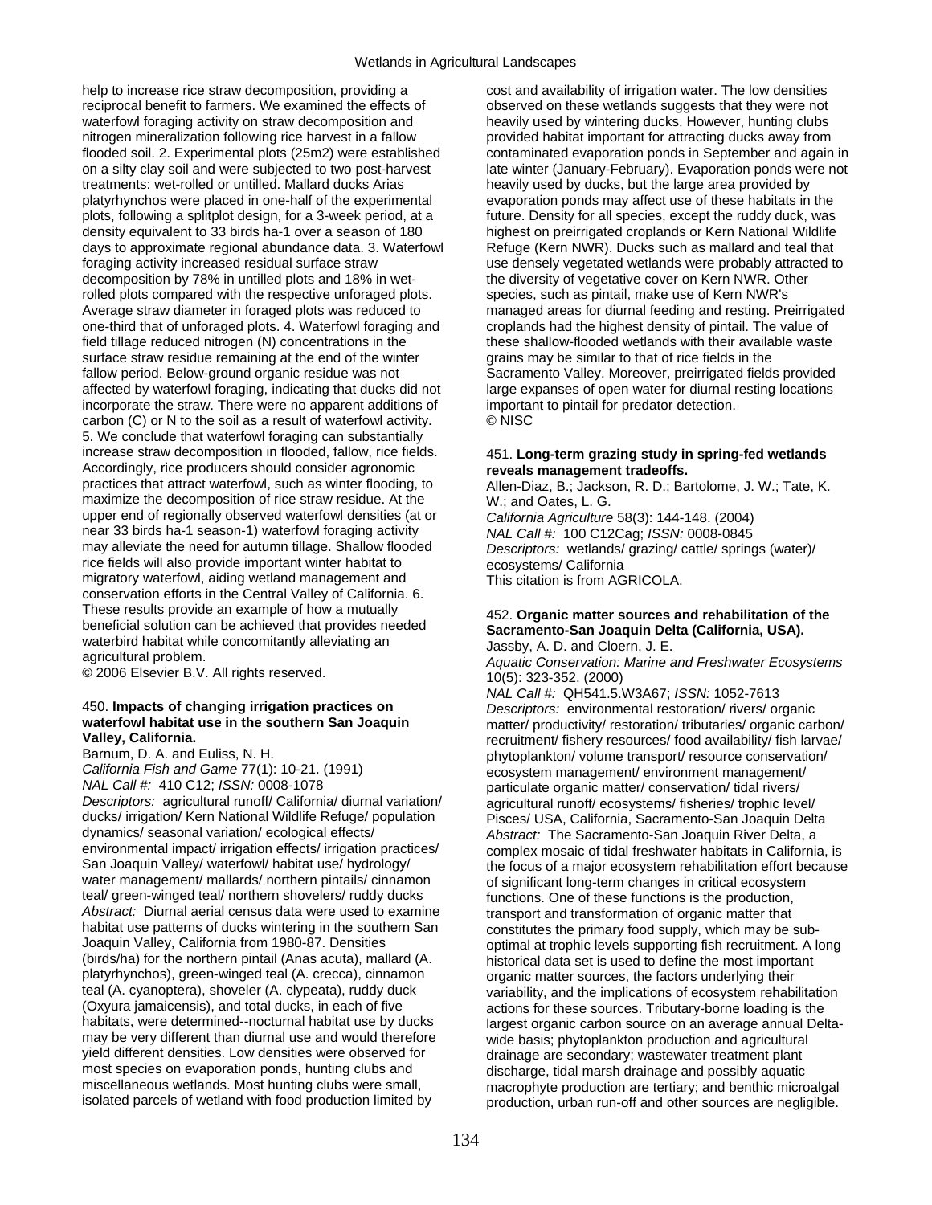help to increase rice straw decomposition, providing a reciprocal benefit to farmers. We examined the effects of waterfowl foraging activity on straw decomposition and nitrogen mineralization following rice harvest in a fallow flooded soil. 2. Experimental plots (25m2) were established on a silty clay soil and were subjected to two post-harvest treatments: wet-rolled or untilled. Mallard ducks Arias platyrhynchos were placed in one-half of the experimental plots, following a splitplot design, for a 3-week period, at a density equivalent to 33 birds ha-1 over a season of 180 days to approximate regional abundance data. 3. Waterfowl foraging activity increased residual surface straw decomposition by 78% in untilled plots and 18% in wet-rolled plots compared with the respective unforaged plots. Average straw diameter in foraged plots was reduced to one-third that of unforaged plots. 4. Waterfowl foraging and field tillage reduced nitrogen (N) concentrations in the surface straw residue remaining at the end of the winter fallow period. Below-ground organic residue was not affected by waterfowl foraging, indicating that ducks did not incorporate the straw. There were no apparent additions of carbon (C) or N to the soil as a result of waterfowl activity. 5. We conclude that waterfowl foraging can substantially increase straw decomposition in flooded, fallow, rice fields. Accordingly, rice producers should consider agronomic practices that attract waterfowl, such as winter flooding, to maximize the decomposition of rice straw residue. At the upper end of regionally observed waterfowl densities (at or near 33 birds ha-1 season-1) waterfowl foraging activity may alleviate the need for autumn tillage. Shallow flooded rice fields will also provide important winter habitat to migratory waterfowl, aiding wetland management and conservation efforts in the Central Valley of California. 6. These results provide an example of how a mutually beneficial solution can be achieved that provides needed waterbird habitat while concomitantly alleviating an agricultural problem.
© 2006 Elsevier B.V. All rights reserved.

450. **Impacts of changing irrigation practices on waterfowl habitat use in the southern San Joaquin Valley, California.**
Barnum, D. A. and Euliss, N. H.
*California Fish and Game* 77(1): 10-21. (1991)
*NAL Call #:* 410 C12; *ISSN:* 0008-1078
*Descriptors:* agricultural runoff/ California/ diurnal variation/ ducks/ irrigation/ Kern National Wildlife Refuge/ population dynamics/ seasonal variation/ ecological effects/ environmental impact/ irrigation effects/ irrigation practices/ San Joaquin Valley/ waterfowl/ habitat use/ hydrology/ water management/ mallards/ northern pintails/ cinnamon teal/ green-winged teal/ northern shovelers/ ruddy ducks
*Abstract:* Diurnal aerial census data were used to examine habitat use patterns of ducks wintering in the southern San Joaquin Valley, California from 1980-87. Densities (birds/ha) for the northern pintail (Anas acuta), mallard (A. platyrhynchos), green-winged teal (A. crecca), cinnamon teal (A. cyanoptera), shoveler (A. clypeata), ruddy duck (Oxyura jamaicensis), and total ducks, in each of five habitats, were determined--nocturnal habitat use by ducks may be very different than diurnal use and would therefore yield different densities. Low densities were observed for most species on evaporation ponds, hunting clubs and miscellaneous wetlands. Most hunting clubs were small, isolated parcels of wetland with food production limited by cost and availability of irrigation water. The low densities observed on these wetlands suggests that they were not heavily used by wintering ducks. However, hunting clubs provided habitat important for attracting ducks away from contaminated evaporation ponds in September and again in late winter (January-February). Evaporation ponds were not heavily used by ducks, but the large area provided by evaporation ponds may affect use of these habitats in the future. Density for all species, except the ruddy duck, was highest on preirrigated croplands or Kern National Wildlife Refuge (Kern NWR). Ducks such as mallard and teal that use densely vegetated wetlands were probably attracted to the diversity of vegetative cover on Kern NWR. Other species, such as pintail, make use of Kern NWR's managed areas for diurnal feeding and resting. Preirrigated croplands had the highest density of pintail. The value of these shallow-flooded wetlands with their available waste grains may be similar to that of rice fields in the Sacramento Valley. Moreover, preirrigated fields provided large expanses of open water for diurnal resting locations important to pintail for predator detection.
© NISC

451. **Long-term grazing study in spring-fed wetlands reveals management tradeoffs.**
Allen-Diaz, B.; Jackson, R. D.; Bartolome, J. W.; Tate, K. W.; and Oates, L. G.
*California Agriculture* 58(3): 144-148. (2004)
*NAL Call #:* 100 C12Cag; *ISSN:* 0008-0845
*Descriptors:* wetlands/ grazing/ cattle/ springs (water)/ ecosystems/ California
This citation is from AGRICOLA.

452. **Organic matter sources and rehabilitation of the Sacramento-San Joaquin Delta (California, USA).**
Jassby, A. D. and Cloern, J. E.
*Aquatic Conservation: Marine and Freshwater Ecosystems* 10(5): 323-352. (2000)
*NAL Call #:* QH541.5.W3A67; *ISSN:* 1052-7613
*Descriptors:* environmental restoration/ rivers/ organic matter/ productivity/ restoration/ tributaries/ organic carbon/ recruitment/ fishery resources/ food availability/ fish larvae/ phytoplankton/ volume transport/ resource conservation/ ecosystem management/ environment management/ particulate organic matter/ conservation/ tidal rivers/ agricultural runoff/ ecosystems/ fisheries/ trophic level/ Pisces/ USA, California, Sacramento-San Joaquin Delta
*Abstract:* The Sacramento-San Joaquin River Delta, a complex mosaic of tidal freshwater habitats in California, is the focus of a major ecosystem rehabilitation effort because of significant long-term changes in critical ecosystem functions. One of these functions is the production, transport and transformation of organic matter that constitutes the primary food supply, which may be sub-optimal at trophic levels supporting fish recruitment. A long historical data set is used to define the most important organic matter sources, the factors underlying their variability, and the implications of ecosystem rehabilitation actions for these sources. Tributary-borne loading is the largest organic carbon source on an average annual Delta-wide basis; phytoplankton production and agricultural drainage are secondary; wastewater treatment plant discharge, tidal marsh drainage and possibly aquatic macrophyte production are tertiary; and benthic microalgal production, urban run-off and other sources are negligible.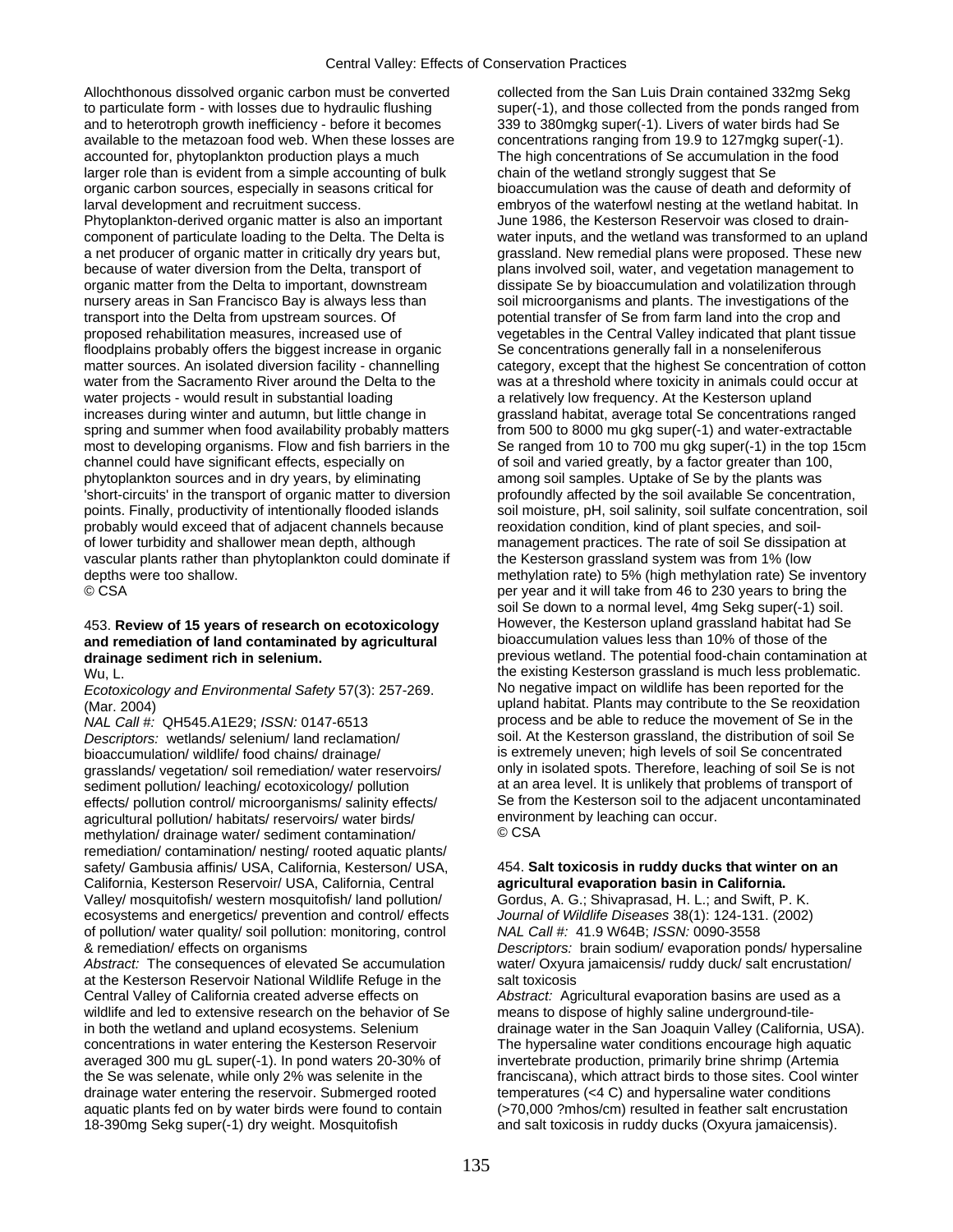Allochthonous dissolved organic carbon must be converted to particulate form - with losses due to hydraulic flushing and to heterotroph growth inefficiency - before it becomes available to the metazoan food web. When these losses are accounted for, phytoplankton production plays a much larger role than is evident from a simple accounting of bulk organic carbon sources, especially in seasons critical for larval development and recruitment success. Phytoplankton-derived organic matter is also an important component of particulate loading to the Delta. The Delta is a net producer of organic matter in critically dry years but, because of water diversion from the Delta, transport of organic matter from the Delta to important, downstream nursery areas in San Francisco Bay is always less than transport into the Delta from upstream sources. Of proposed rehabilitation measures, increased use of floodplains probably offers the biggest increase in organic matter sources. An isolated diversion facility - channelling water from the Sacramento River around the Delta to the water projects - would result in substantial loading increases during winter and autumn, but little change in spring and summer when food availability probably matters most to developing organisms. Flow and fish barriers in the channel could have significant effects, especially on phytoplankton sources and in dry years, by eliminating 'short-circuits' in the transport of organic matter to diversion points. Finally, productivity of intentionally flooded islands probably would exceed that of adjacent channels because of lower turbidity and shallower mean depth, although vascular plants rather than phytoplankton could dominate if depths were too shallow.
© CSA

453. **Review of 15 years of research on ecotoxicology and remediation of land contaminated by agricultural drainage sediment rich in selenium.**
Wu, L.
*Ecotoxicology and Environmental Safety* 57(3): 257-269. (Mar. 2004)
*NAL Call #:* QH545.A1E29; *ISSN:* 0147-6513
*Descriptors:* wetlands/ selenium/ land reclamation/ bioaccumulation/ wildlife/ food chains/ drainage/ grasslands/ vegetation/ soil remediation/ water reservoirs/ sediment pollution/ leaching/ ecotoxicology/ pollution effects/ pollution control/ microorganisms/ salinity effects/ agricultural pollution/ habitats/ reservoirs/ water birds/ methylation/ drainage water/ sediment contamination/ remediation/ contamination/ nesting/ rooted aquatic plants/ safety/ Gambusia affinis/ USA, California, Kesterson/ USA, California, Kesterson Reservoir/ USA, California, Central Valley/ mosquitofish/ western mosquitofish/ land pollution/ ecosystems and energetics/ prevention and control/ effects of pollution/ water quality/ soil pollution: monitoring, control & remediation/ effects on organisms
*Abstract:* The consequences of elevated Se accumulation at the Kesterson Reservoir National Wildlife Refuge in the Central Valley of California created adverse effects on wildlife and led to extensive research on the behavior of Se in both the wetland and upland ecosystems. Selenium concentrations in water entering the Kesterson Reservoir averaged 300 mu gL super(-1). In pond waters 20-30% of the Se was selenate, while only 2% was selenite in the drainage water entering the reservoir. Submerged rooted aquatic plants fed on by water birds were found to contain 18-390mg Sekg super(-1) dry weight. Mosquitofish collected from the San Luis Drain contained 332mg Sekg super(-1), and those collected from the ponds ranged from 339 to 380mgkg super(-1). Livers of water birds had Se concentrations ranging from 19.9 to 127mgkg super(-1). The high concentrations of Se accumulation in the food chain of the wetland strongly suggest that Se bioaccumulation was the cause of death and deformity of embryos of the waterfowl nesting at the wetland habitat. In June 1986, the Kesterson Reservoir was closed to drain-water inputs, and the wetland was transformed to an upland grassland. New remedial plans were proposed. These new plans involved soil, water, and vegetation management to dissipate Se by bioaccumulation and volatilization through soil microorganisms and plants. The investigations of the potential transfer of Se from farm land into the crop and vegetables in the Central Valley indicated that plant tissue Se concentrations generally fall in a nonseleniferous category, except that the highest Se concentration of cotton was at a threshold where toxicity in animals could occur at a relatively low frequency. At the Kesterson upland grassland habitat, average total Se concentrations ranged from 500 to 8000 mu gkg super(-1) and water-extractable Se ranged from 10 to 700 mu gkg super(-1) in the top 15cm of soil and varied greatly, by a factor greater than 100, among soil samples. Uptake of Se by the plants was profoundly affected by the soil available Se concentration, soil moisture, pH, soil salinity, soil sulfate concentration, soil reoxidation condition, kind of plant species, and soil-management practices. The rate of soil Se dissipation at the Kesterson grassland system was from 1% (low methylation rate) to 5% (high methylation rate) Se inventory per year and it will take from 46 to 230 years to bring the soil Se down to a normal level, 4mg Sekg super(-1) soil. However, the Kesterson upland grassland habitat had Se bioaccumulation values less than 10% of those of the previous wetland. The potential food-chain contamination at the existing Kesterson grassland is much less problematic. No negative impact on wildlife has been reported for the upland habitat. Plants may contribute to the Se reoxidation process and be able to reduce the movement of Se in the soil. At the Kesterson grassland, the distribution of soil Se is extremely uneven; high levels of soil Se concentrated only in isolated spots. Therefore, leaching of soil Se is not at an area level. It is unlikely that problems of transport of Se from the Kesterson soil to the adjacent uncontaminated environment by leaching can occur.
© CSA

454. **Salt toxicosis in ruddy ducks that winter on an agricultural evaporation basin in California.**
Gordus, A. G.; Shivaprasad, H. L.; and Swift, P. K.
*Journal of Wildlife Diseases* 38(1): 124-131. (2002)
*NAL Call #:* 41.9 W64B; *ISSN:* 0090-3558
*Descriptors:* brain sodium/ evaporation ponds/ hypersaline water/ Oxyura jamaicensis/ ruddy duck/ salt encrustation/ salt toxicosis
*Abstract:* Agricultural evaporation basins are used as a means to dispose of highly saline underground-tile-drainage water in the San Joaquin Valley (California, USA). The hypersaline water conditions encourage high aquatic invertebrate production, primarily brine shrimp (Artemia franciscana), which attract birds to those sites. Cool winter temperatures (<4 C) and hypersaline water conditions (>70,000 ?mhos/cm) resulted in feather salt encrustation and salt toxicosis in ruddy ducks (Oxyura jamaicensis).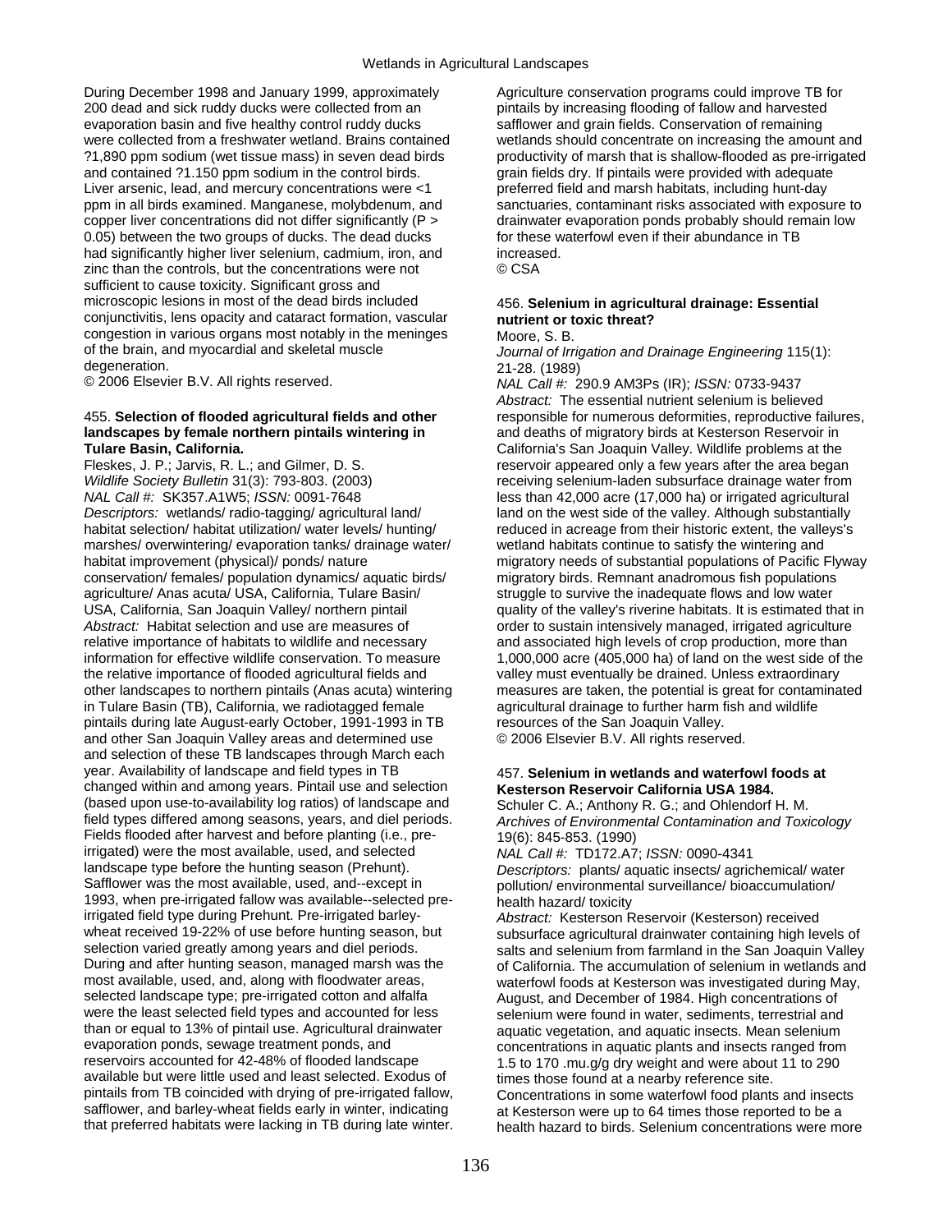During December 1998 and January 1999, approximately 200 dead and sick ruddy ducks were collected from an evaporation basin and five healthy control ruddy ducks were collected from a freshwater wetland. Brains contained ?1,890 ppm sodium (wet tissue mass) in seven dead birds and contained ?1.150 ppm sodium in the control birds. Liver arsenic, lead, and mercury concentrations were <1 ppm in all birds examined. Manganese, molybdenum, and copper liver concentrations did not differ significantly ($P > 0.05$) between the two groups of ducks. The dead ducks had significantly higher liver selenium, cadmium, iron, and zinc than the controls, but the concentrations were not sufficient to cause toxicity. Significant gross and microscopic lesions in most of the dead birds included conjunctivitis, lens opacity and cataract formation, vascular congestion in various organs most notably in the meninges of the brain, and myocardial and skeletal muscle degeneration.
© 2006 Elsevier B.V. All rights reserved.

455. **Selection of flooded agricultural fields and other landscapes by female northern pintails wintering in Tulare Basin, California.**
Fleskes, J. P.; Jarvis, R. L.; and Gilmer, D. S.
*Wildlife Society Bulletin* 31(3): 793-803. (2003)
*NAL Call #:* SK357.A1W5; *ISSN:* 0091-7648
*Descriptors:* wetlands/ radio-tagging/ agricultural land/ habitat selection/ habitat utilization/ water levels/ hunting/ marshes/ overwintering/ evaporation tanks/ drainage water/ habitat improvement (physical)/ ponds/ nature conservation/ females/ population dynamics/ aquatic birds/ agriculture/ Anas acuta/ USA, California, Tulare Basin/ USA, California, San Joaquin Valley/ northern pintail
*Abstract:* Habitat selection and use are measures of relative importance of habitats to wildlife and necessary information for effective wildlife conservation. To measure the relative importance of flooded agricultural fields and other landscapes to northern pintails (Anas acuta) wintering in Tulare Basin (TB), California, we radiotagged female pintails during late August-early October, 1991-1993 in TB and other San Joaquin Valley areas and determined use and selection of these TB landscapes through March each year. Availability of landscape and field types in TB changed within and among years. Pintail use and selection (based upon use-to-availability log ratios) of landscape and field types differed among seasons, years, and diel periods. Fields flooded after harvest and before planting (i.e., pre-irrigated) were the most available, used, and selected landscape type before the hunting season (Prehunt). Safflower was the most available, used, and--except in 1993, when pre-irrigated fallow was available--selected pre-irrigated field type during Prehunt. Pre-irrigated barley-wheat received 19-22% of use before hunting season, but selection varied greatly among years and diel periods. During and after hunting season, managed marsh was the most available, used, and, along with floodwater areas, selected landscape type; pre-irrigated cotton and alfalfa were the least selected field types and accounted for less than or equal to 13% of pintail use. Agricultural drainwater evaporation ponds, sewage treatment ponds, and reservoirs accounted for 42-48% of flooded landscape available but were little used and least selected. Exodus of pintails from TB coincided with drying of pre-irrigated fallow, safflower, and barley-wheat fields early in winter, indicating that preferred habitats were lacking in TB during late winter. Agriculture conservation programs could improve TB for pintails by increasing flooding of fallow and harvested safflower and grain fields. Conservation of remaining wetlands should concentrate on increasing the amount and productivity of marsh that is shallow-flooded as pre-irrigated grain fields dry. If pintails were provided with adequate preferred field and marsh habitats, including hunt-day sanctuaries, contaminant risks associated with exposure to drainwater evaporation ponds probably should remain low for these waterfowl even if their abundance in TB increased.
© CSA

456. **Selenium in agricultural drainage: Essential nutrient or toxic threat?**
Moore, S. B.
*Journal of Irrigation and Drainage Engineering* 115(1): 21-28. (1989)
*NAL Call #:* 290.9 AM3Ps (IR); *ISSN:* 0733-9437
*Abstract:* The essential nutrient selenium is believed responsible for numerous deformities, reproductive failures, and deaths of migratory birds at Kesterson Reservoir in California's San Joaquin Valley. Wildlife problems at the reservoir appeared only a few years after the area began receiving selenium-laden subsurface drainage water from less than 42,000 acre (17,000 ha) or irrigated agricultural land on the west side of the valley. Although substantially reduced in acreage from their historic extent, the valleys's wetland habitats continue to satisfy the wintering and migratory needs of substantial populations of Pacific Flyway migratory birds. Remnant anadromous fish populations struggle to survive the inadequate flows and low water quality of the valley's riverine habitats. It is estimated that in order to sustain intensively managed, irrigated agriculture and associated high levels of crop production, more than 1,000,000 acre (405,000 ha) of land on the west side of the valley must eventually be drained. Unless extraordinary measures are taken, the potential is great for contaminated agricultural drainage to further harm fish and wildlife resources of the San Joaquin Valley.
© 2006 Elsevier B.V. All rights reserved.

457. **Selenium in wetlands and waterfowl foods at Kesterson Reservoir California USA 1984.**
Schuler C. A.; Anthony R. G.; and Ohlendorf H. M.
*Archives of Environmental Contamination and Toxicology* 19(6): 845-853. (1990)
*NAL Call #:* TD172.A7; *ISSN:* 0090-4341
*Descriptors:* plants/ aquatic insects/ agrichemical/ water pollution/ environmental surveillance/ bioaccumulation/ health hazard/ toxicity
*Abstract:* Kesterson Reservoir (Kesterson) received subsurface agricultural drainwater containing high levels of salts and selenium from farmland in the San Joaquin Valley of California. The accumulation of selenium in wetlands and waterfowl foods at Kesterson was investigated during May, August, and December of 1984. High concentrations of selenium were found in water, sediments, terrestrial and aquatic vegetation, and aquatic insects. Mean selenium concentrations in aquatic plants and insects ranged from 1.5 to 170 .mu.g/g dry weight and were about 11 to 290 times those found at a nearby reference site. Concentrations in some waterfowl food plants and insects at Kesterson were up to 64 times those reported to be a health hazard to birds. Selenium concentrations were more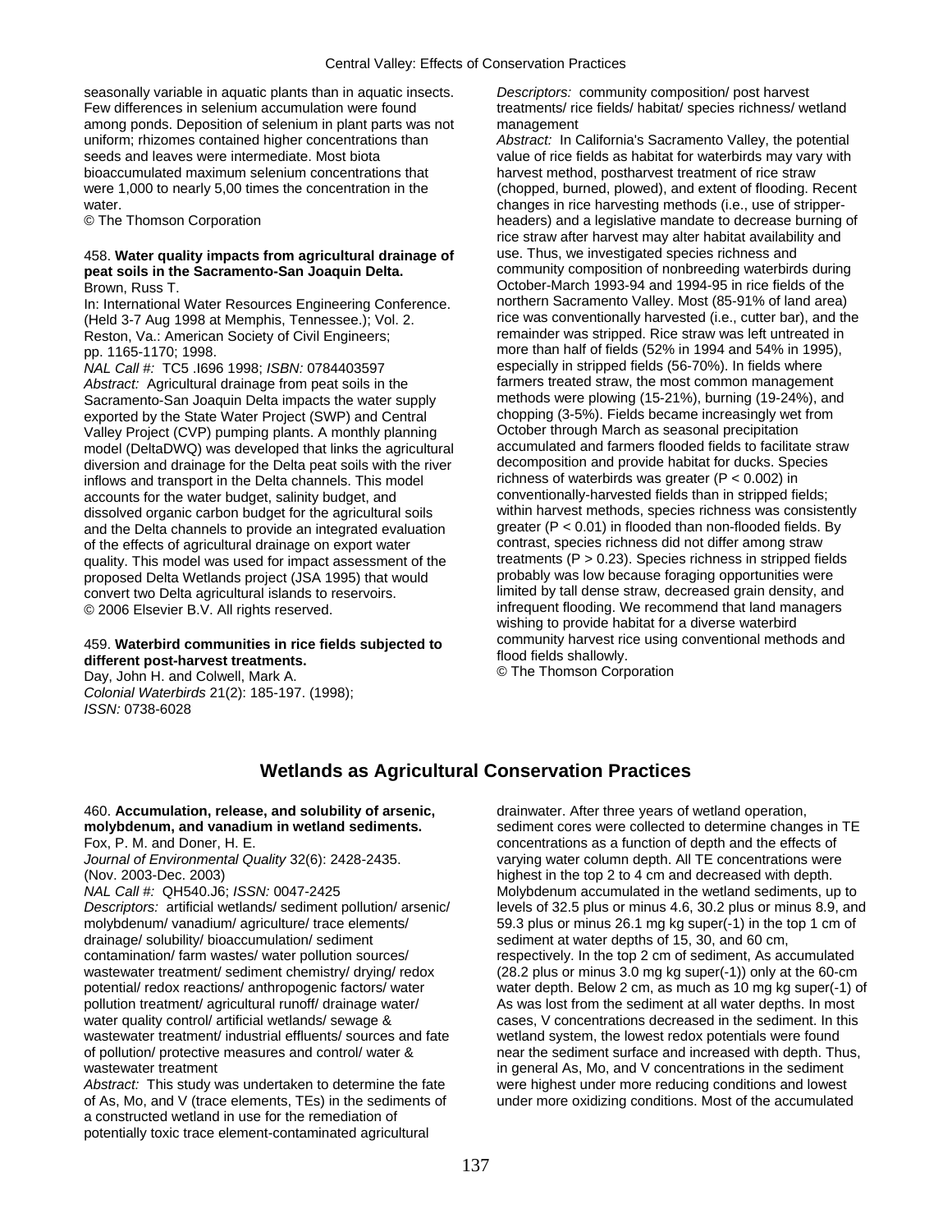seasonally variable in aquatic plants than in aquatic insects. Few differences in selenium accumulation were found among ponds. Deposition of selenium in plant parts was not uniform; rhizomes contained higher concentrations than seeds and leaves were intermediate. Most biota bioaccumulated maximum selenium concentrations that were 1,000 to nearly 5,00 times the concentration in the water.
© The Thomson Corporation

458. **Water quality impacts from agricultural drainage of peat soils in the Sacramento-San Joaquin Delta.**
Brown, Russ T.
In: International Water Resources Engineering Conference. (Held 3-7 Aug 1998 at Memphis, Tennessee.); Vol. 2. Reston, Va.: American Society of Civil Engineers; pp. 1165-1170; 1998.
*NAL Call #:* TC5 .I696 1998; *ISBN:* 0784403597
*Abstract:* Agricultural drainage from peat soils in the Sacramento-San Joaquin Delta impacts the water supply exported by the State Water Project (SWP) and Central Valley Project (CVP) pumping plants. A monthly planning model (DeltaDWQ) was developed that links the agricultural diversion and drainage for the Delta peat soils with the river inflows and transport in the Delta channels. This model accounts for the water budget, salinity budget, and dissolved organic carbon budget for the agricultural soils and the Delta channels to provide an integrated evaluation of the effects of agricultural drainage on export water quality. This model was used for impact assessment of the proposed Delta Wetlands project (JSA 1995) that would convert two Delta agricultural islands to reservoirs.
© 2006 Elsevier B.V. All rights reserved.

459. **Waterbird communities in rice fields subjected to different post-harvest treatments.**
Day, John H. and Colwell, Mark A.
*Colonial Waterbirds* 21(2): 185-197. (1998);
*ISSN:* 0738-6028
*Descriptors:* community composition/ post harvest treatments/ rice fields/ habitat/ species richness/ wetland management
*Abstract:* In California's Sacramento Valley, the potential value of rice fields as habitat for waterbirds may vary with harvest method, postharvest treatment of rice straw (chopped, burned, plowed), and extent of flooding. Recent changes in rice harvesting methods (i.e., use of stripper-headers) and a legislative mandate to decrease burning of rice straw after harvest may alter habitat availability and use. Thus, we investigated species richness and community composition of nonbreeding waterbirds during October-March 1993-94 and 1994-95 in rice fields of the northern Sacramento Valley. Most (85-91% of land area) rice was conventionally harvested (i.e., cutter bar), and the remainder was stripped. Rice straw was left untreated in more than half of fields (52% in 1994 and 54% in 1995), especially in stripped fields (56-70%). In fields where farmers treated straw, the most common management methods were plowing (15-21%), burning (19-24%), and chopping (3-5%). Fields became increasingly wet from October through March as seasonal precipitation accumulated and farmers flooded fields to facilitate straw decomposition and provide habitat for ducks. Species richness of waterbirds was greater ($P < 0.002$) in conventionally-harvested fields than in stripped fields; within harvest methods, species richness was consistently greater ($P < 0.01$) in flooded than non-flooded fields. By contrast, species richness did not differ among straw treatments ($P > 0.23$). Species richness in stripped fields probably was low because foraging opportunities were limited by tall dense straw, decreased grain density, and infrequent flooding. We recommend that land managers wishing to provide habitat for a diverse waterbird community harvest rice using conventional methods and flood fields shallowly.
© The Thomson Corporation

## Wetlands as Agricultural Conservation Practices

460. **Accumulation, release, and solubility of arsenic, molybdenum, and vanadium in wetland sediments.**
Fox, P. M. and Doner, H. E.
*Journal of Environmental Quality* 32(6): 2428-2435. (Nov. 2003-Dec. 2003)
*NAL Call #:* QH540.J6; *ISSN:* 0047-2425
*Descriptors:* artificial wetlands/ sediment pollution/ arsenic/ molybdenum/ vanadium/ agriculture/ trace elements/ drainage/ solubility/ bioaccumulation/ sediment contamination/ farm wastes/ water pollution sources/ wastewater treatment/ sediment chemistry/ drying/ redox potential/ redox reactions/ anthropogenic factors/ water pollution treatment/ agricultural runoff/ drainage water/ water quality control/ artificial wetlands/ sewage & wastewater treatment/ industrial effluents/ sources and fate of pollution/ protective measures and control/ water & wastewater treatment
*Abstract:* This study was undertaken to determine the fate of As, Mo, and V (trace elements, TEs) in the sediments of a constructed wetland in use for the remediation of potentially toxic trace element-contaminated agricultural drainwater. After three years of wetland operation, sediment cores were collected to determine changes in TE concentrations as a function of depth and the effects of varying water column depth. All TE concentrations were highest in the top 2 to 4 cm and decreased with depth. Molybdenum accumulated in the wetland sediments, up to levels of 32.5 plus or minus 4.6, 30.2 plus or minus 8.9, and 59.3 plus or minus 26.1 mg kg super(-1) in the top 1 cm of sediment at water depths of 15, 30, and 60 cm, respectively. In the top 2 cm of sediment, As accumulated (28.2 plus or minus 3.0 mg kg super(-1)) only at the 60-cm water depth. Below 2 cm, as much as 10 mg kg super(-1) of As was lost from the sediment at all water depths. In most cases, V concentrations decreased in the sediment. In this wetland system, the lowest redox potentials were found near the sediment surface and increased with depth. Thus, in general As, Mo, and V concentrations in the sediment were highest under more reducing conditions and lowest under more oxidizing conditions. Most of the accumulated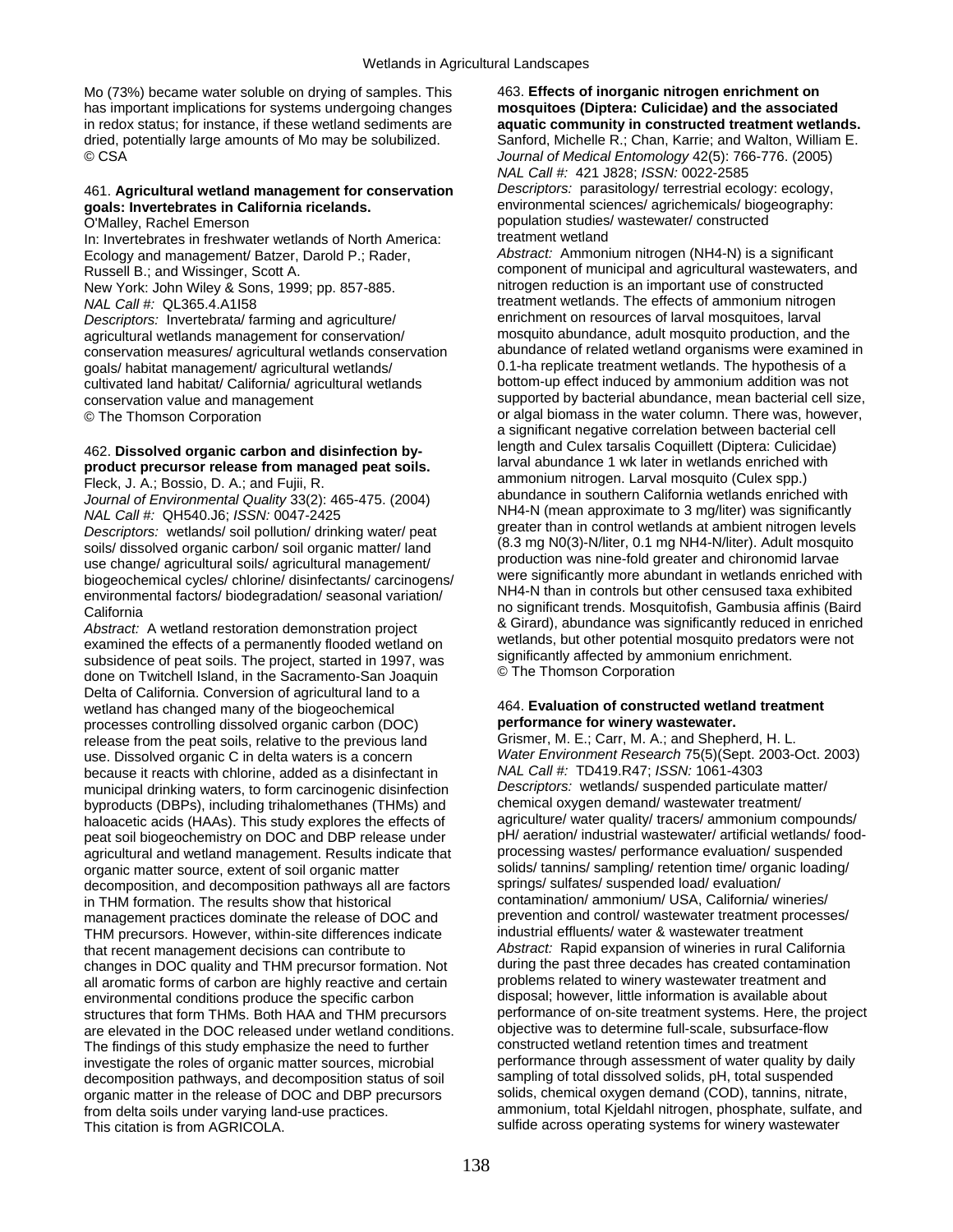Mo (73%) became water soluble on drying of samples. This has important implications for systems undergoing changes in redox status; for instance, if these wetland sediments are dried, potentially large amounts of Mo may be solubilized.
© CSA

461. **Agricultural wetland management for conservation goals: Invertebrates in California ricelands.**
O'Malley, Rachel Emerson
In: Invertebrates in freshwater wetlands of North America: Ecology and management/ Batzer, Darold P.; Rader, Russell B.; and Wissinger, Scott A.
New York: John Wiley & Sons, 1999; pp. 857-885.
*NAL Call #:* QL365.4.A1I58
*Descriptors:* Invertebrata/ farming and agriculture/ agricultural wetlands management for conservation/ conservation measures/ agricultural wetlands conservation goals/ habitat management/ agricultural wetlands/ cultivated land habitat/ California/ agricultural wetlands conservation value and management
© The Thomson Corporation

462. **Dissolved organic carbon and disinfection by-product precursor release from managed peat soils.**
Fleck, J. A.; Bossio, D. A.; and Fujii, R.
*Journal of Environmental Quality* 33(2): 465-475. (2004)
*NAL Call #:* QH540.J6; *ISSN:* 0047-2425
*Descriptors:* wetlands/ soil pollution/ drinking water/ peat soils/ dissolved organic carbon/ soil organic matter/ land use change/ agricultural soils/ agricultural management/ biogeochemical cycles/ chlorine/ disinfectants/ carcinogens/ environmental factors/ biodegradation/ seasonal variation/ California
*Abstract:* A wetland restoration demonstration project examined the effects of a permanently flooded wetland on subsidence of peat soils. The project, started in 1997, was done on Twitchell Island, in the Sacramento-San Joaquin Delta of California. Conversion of agricultural land to a wetland has changed many of the biogeochemical processes controlling dissolved organic carbon (DOC) release from the peat soils, relative to the previous land use. Dissolved organic C in delta waters is a concern because it reacts with chlorine, added as a disinfectant in municipal drinking waters, to form carcinogenic disinfection byproducts (DBPs), including trihalomethanes (THMs) and haloacetic acids (HAAs). This study explores the effects of peat soil biogeochemistry on DOC and DBP release under agricultural and wetland management. Results indicate that organic matter source, extent of soil organic matter decomposition, and decomposition pathways all are factors in THM formation. The results show that historical management practices dominate the release of DOC and THM precursors. However, within-site differences indicate that recent management decisions can contribute to changes in DOC quality and THM precursor formation. Not all aromatic forms of carbon are highly reactive and certain environmental conditions produce the specific carbon structures that form THMs. Both HAA and THM precursors are elevated in the DOC released under wetland conditions. The findings of this study emphasize the need to further investigate the roles of organic matter sources, microbial decomposition pathways, and decomposition status of soil organic matter in the release of DOC and DBP precursors from delta soils under varying land-use practices.
This citation is from AGRICOLA.

463. **Effects of inorganic nitrogen enrichment on mosquitoes (Diptera: Culicidae) and the associated aquatic community in constructed treatment wetlands.**
Sanford, Michelle R.; Chan, Karrie; and Walton, William E.
*Journal of Medical Entomology* 42(5): 766-776. (2005)
*NAL Call #:* 421 J828; *ISSN:* 0022-2585
*Descriptors:* parasitology/ terrestrial ecology: ecology, environmental sciences/ agrichemicals/ biogeography: population studies/ wastewater/ constructed treatment wetland
*Abstract:* Ammonium nitrogen ($NH_4$-N) is a significant component of municipal and agricultural wastewaters, and nitrogen reduction is an important use of constructed treatment wetlands. The effects of ammonium nitrogen enrichment on resources of larval mosquitoes, larval mosquito abundance, adult mosquito production, and the abundance of related wetland organisms were examined in 0.1-ha replicate treatment wetlands. The hypothesis of a bottom-up effect induced by ammonium addition was not supported by bacterial abundance, mean bacterial cell size, or algal biomass in the water column. There was, however, a significant negative correlation between bacterial cell length and Culex tarsalis Coquillett (Diptera: Culicidae) larval abundance 1 wk later in wetlands enriched with ammonium nitrogen. Larval mosquito (Culex spp.) abundance in southern California wetlands enriched with $NH_4$-N (mean approximate to 3 mg/liter) was significantly greater than in control wetlands at ambient nitrogen levels (8.3 mg $NO_{(3)}$-N/liter, 0.1 mg $NH_4$-N/liter). Adult mosquito production was nine-fold greater and chironomid larvae were significantly more abundant in wetlands enriched with $NH_4$-N than in controls but other censused taxa exhibited no significant trends. Mosquitofish, Gambusia affinis (Baird & Girard), abundance was significantly reduced in enriched wetlands, but other potential mosquito predators were not significantly affected by ammonium enrichment.
© The Thomson Corporation

464. **Evaluation of constructed wetland treatment performance for winery wastewater.**
Grismer, M. E.; Carr, M. A.; and Shepherd, H. L.
*Water Environment Research* 75(5)(Sept. 2003-Oct. 2003)
*NAL Call #:* TD419.R47; *ISSN:* 1061-4303
*Descriptors:* wetlands/ suspended particulate matter/ chemical oxygen demand/ wastewater treatment/ agriculture/ water quality/ tracers/ ammonium compounds/ pH/ aeration/ industrial wastewater/ artificial wetlands/ food-processing wastes/ performance evaluation/ suspended solids/ tannins/ sampling/ retention time/ organic loading/ springs/ sulfates/ suspended load/ evaluation/ contamination/ ammonium/ USA, California/ wineries/ prevention and control/ wastewater treatment processes/ industrial effluents/ water & wastewater treatment
*Abstract:* Rapid expansion of wineries in rural California during the past three decades has created contamination problems related to winery wastewater treatment and disposal; however, little information is available about performance of on-site treatment systems. Here, the project objective was to determine full-scale, subsurface-flow constructed wetland retention times and treatment performance through assessment of water quality by daily sampling of total dissolved solids, pH, total suspended solids, chemical oxygen demand (COD), tannins, nitrate, ammonium, total Kjeldahl nitrogen, phosphate, sulfate, and sulfide across operating systems for winery wastewater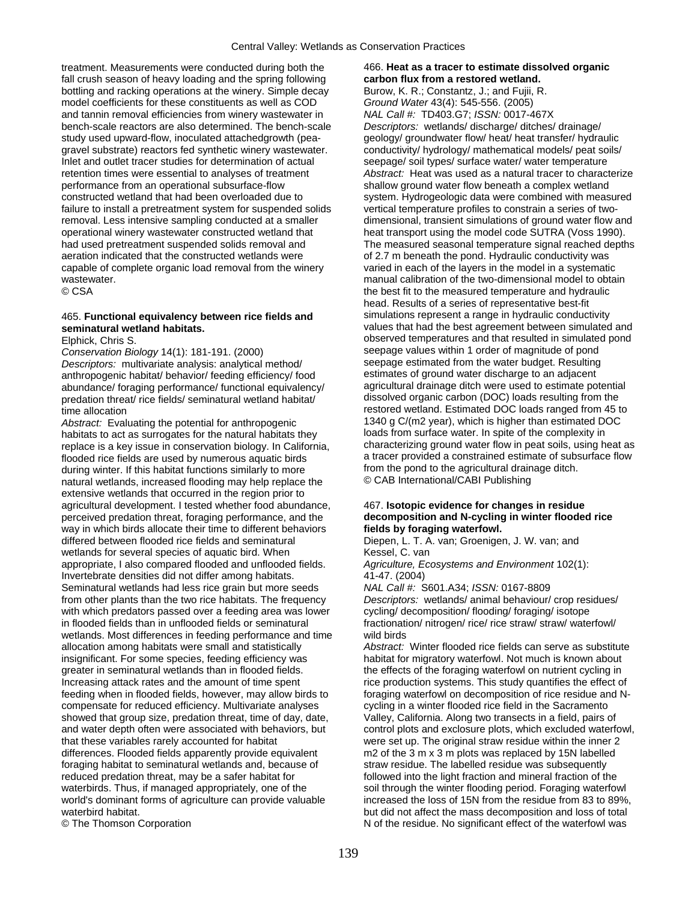treatment. Measurements were conducted during both the fall crush season of heavy loading and the spring following bottling and racking operations at the winery. Simple decay model coefficients for these constituents as well as COD and tannin removal efficiencies from winery wastewater in bench-scale reactors are also determined. The bench-scale study used upward-flow, inoculated attachedgrowth (pea-gravel substrate) reactors fed synthetic winery wastewater. Inlet and outlet tracer studies for determination of actual retention times were essential to analyses of treatment performance from an operational subsurface-flow constructed wetland that had been overloaded due to failure to install a pretreatment system for suspended solids removal. Less intensive sampling conducted at a smaller operational winery wastewater constructed wetland that had used pretreatment suspended solids removal and aeration indicated that the constructed wetlands were capable of complete organic load removal from the winery wastewater.
© CSA

465. **Functional equivalency between rice fields and seminatural wetland habitats.**
Elphick, Chris S.
*Conservation Biology* 14(1): 181-191. (2000)
*Descriptors:* multivariate analysis: analytical method/ anthropogenic habitat/ behavior/ feeding efficiency/ food abundance/ foraging performance/ functional equivalency/ predation threat/ rice fields/ seminatural wetland habitat/ time allocation
*Abstract:* Evaluating the potential for anthropogenic habitats to act as surrogates for the natural habitats they replace is a key issue in conservation biology. In California, flooded rice fields are used by numerous aquatic birds during winter. If this habitat functions similarly to more natural wetlands, increased flooding may help replace the extensive wetlands that occurred in the region prior to agricultural development. I tested whether food abundance, perceived predation threat, foraging performance, and the way in which birds allocate their time to different behaviors differed between flooded rice fields and seminatural wetlands for several species of aquatic bird. When appropriate, I also compared flooded and unflooded fields. Invertebrate densities did not differ among habitats. Seminatural wetlands had less rice grain but more seeds from other plants than the two rice habitats. The frequency with which predators passed over a feeding area was lower in flooded fields than in unflooded fields or seminatural wetlands. Most differences in feeding performance and time allocation among habitats were small and statistically insignificant. For some species, feeding efficiency was greater in seminatural wetlands than in flooded fields. Increasing attack rates and the amount of time spent feeding when in flooded fields, however, may allow birds to compensate for reduced efficiency. Multivariate analyses showed that group size, predation threat, time of day, date, and water depth often were associated with behaviors, but that these variables rarely accounted for habitat differences. Flooded fields apparently provide equivalent foraging habitat to seminatural wetlands and, because of reduced predation threat, may be a safer habitat for waterbirds. Thus, if managed appropriately, one of the world's dominant forms of agriculture can provide valuable waterbird habitat.
© The Thomson Corporation

466. **Heat as a tracer to estimate dissolved organic carbon flux from a restored wetland.**
Burow, K. R.; Constantz, J.; and Fujii, R.
*Ground Water* 43(4): 545-556. (2005)
*NAL Call #:* TD403.G7; *ISSN:* 0017-467X
*Descriptors:* wetlands/ discharge/ ditches/ drainage/ geology/ groundwater flow/ heat/ heat transfer/ hydraulic conductivity/ hydrology/ mathematical models/ peat soils/ seepage/ soil types/ surface water/ water temperature
*Abstract:* Heat was used as a natural tracer to characterize shallow ground water flow beneath a complex wetland system. Hydrogeologic data were combined with measured vertical temperature profiles to constrain a series of two-dimensional, transient simulations of ground water flow and heat transport using the model code SUTRA (Voss 1990). The measured seasonal temperature signal reached depths of 2.7 m beneath the pond. Hydraulic conductivity was varied in each of the layers in the model in a systematic manual calibration of the two-dimensional model to obtain the best fit to the measured temperature and hydraulic head. Results of a series of representative best-fit simulations represent a range in hydraulic conductivity values that had the best agreement between simulated and observed temperatures and that resulted in simulated pond seepage values within 1 order of magnitude of pond seepage estimated from the water budget. Resulting estimates of ground water discharge to an adjacent agricultural drainage ditch were used to estimate potential dissolved organic carbon (DOC) loads resulting from the restored wetland. Estimated DOC loads ranged from 45 to 1340 g C/(m2 year), which is higher than estimated DOC loads from surface water. In spite of the complexity in characterizing ground water flow in peat soils, using heat as a tracer provided a constrained estimate of subsurface flow from the pond to the agricultural drainage ditch.
© CAB International/CABI Publishing

467. **Isotopic evidence for changes in residue decomposition and N-cycling in winter flooded rice fields by foraging waterfowl.**
Diepen, L. T. A. van; Groenigen, J. W. van; and Kessel, C. van
*Agriculture, Ecosystems and Environment* 102(1): 41-47. (2004)
*NAL Call #:* S601.A34; *ISSN:* 0167-8809
*Descriptors:* wetlands/ animal behaviour/ crop residues/ cycling/ decomposition/ flooding/ foraging/ isotope fractionation/ nitrogen/ rice/ rice straw/ straw/ waterfowl/ wild birds
*Abstract:* Winter flooded rice fields can serve as substitute habitat for migratory waterfowl. Not much is known about the effects of the foraging waterfowl on nutrient cycling in rice production systems. This study quantifies the effect of foraging waterfowl on decomposition of rice residue and N-cycling in a winter flooded rice field in the Sacramento Valley, California. Along two transects in a field, pairs of control plots and exclosure plots, which excluded waterfowl, were set up. The original straw residue within the inner 2 m2 of the 3 m x 3 m plots was replaced by 15N labelled straw residue. The labelled residue was subsequently followed into the light fraction and mineral fraction of the soil through the winter flooding period. Foraging waterfowl increased the loss of 15N from the residue from 83 to 89%, but did not affect the mass decomposition and loss of total N of the residue. No significant effect of the waterfowl was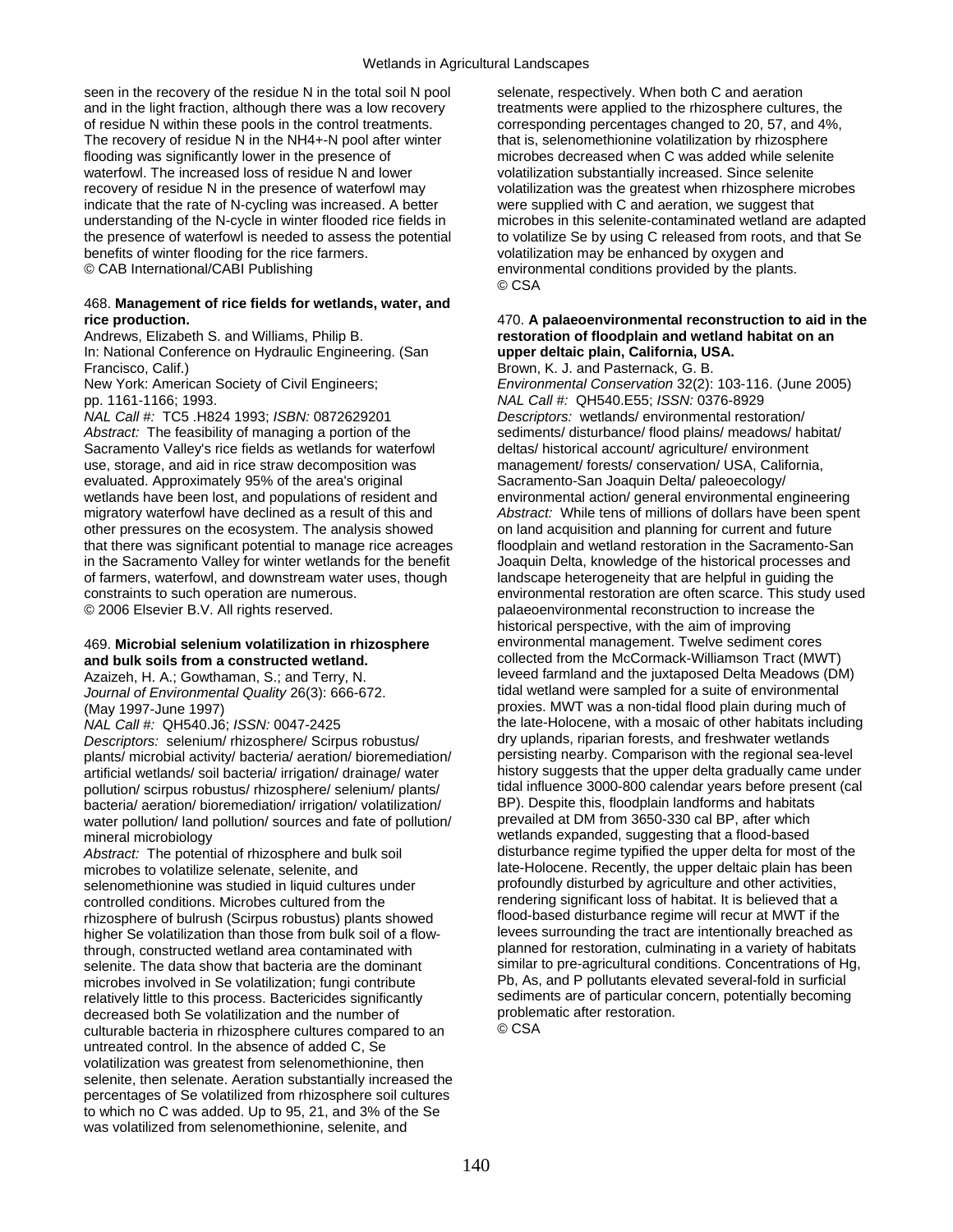seen in the recovery of the residue N in the total soil N pool and in the light fraction, although there was a low recovery of residue N within these pools in the control treatments. The recovery of residue N in the NH4+-N pool after winter flooding was significantly lower in the presence of waterfowl. The increased loss of residue N and lower recovery of residue N in the presence of waterfowl may indicate that the rate of N-cycling was increased. A better understanding of the N-cycle in winter flooded rice fields in the presence of waterfowl is needed to assess the potential benefits of winter flooding for the rice farmers.
© CAB International/CABI Publishing

### 468. **Management of rice fields for wetlands, water, and rice production.**

Andrews, Elizabeth S. and Williams, Philip B.
In: National Conference on Hydraulic Engineering. (San Francisco, Calif.)
New York: American Society of Civil Engineers; pp. 1161-1166; 1993.
*NAL Call #:* TC5 .H824 1993; *ISBN:* 0872629201
*Abstract:* The feasibility of managing a portion of the Sacramento Valley's rice fields as wetlands for waterfowl use, storage, and aid in rice straw decomposition was evaluated. Approximately 95% of the area's original wetlands have been lost, and populations of resident and migratory waterfowl have declined as a result of this and other pressures on the ecosystem. The analysis showed that there was significant potential to manage rice acreages in the Sacramento Valley for winter wetlands for the benefit of farmers, waterfowl, and downstream water uses, though constraints to such operation are numerous.
© 2006 Elsevier B.V. All rights reserved.

### 469. **Microbial selenium volatilization in rhizosphere and bulk soils from a constructed wetland.**

Azaizeh, H. A.; Gowthaman, S.; and Terry, N.
*Journal of Environmental Quality* 26(3): 666-672. (May 1997-June 1997)
*NAL Call #:* QH540.J6; *ISSN:* 0047-2425
*Descriptors:* selenium/ rhizosphere/ Scirpus robustus/ plants/ microbial activity/ bacteria/ aeration/ bioremediation/ artificial wetlands/ soil bacteria/ irrigation/ drainage/ water pollution/ scirpus robustus/ rhizosphere/ selenium/ plants/ bacteria/ aeration/ bioremediation/ irrigation/ volatilization/ water pollution/ land pollution/ sources and fate of pollution/ mineral microbiology
*Abstract:* The potential of rhizosphere and bulk soil microbes to volatilize selenate, selenite, and selenomethionine was studied in liquid cultures under controlled conditions. Microbes cultured from the rhizosphere of bulrush (Scirpus robustus) plants showed higher Se volatilization than those from bulk soil of a flow-through, constructed wetland area contaminated with selenite. The data show that bacteria are the dominant microbes involved in Se volatilization; fungi contribute relatively little to this process. Bactericides significantly decreased both Se volatilization and the number of culturable bacteria in rhizosphere cultures compared to an untreated control. In the absence of added C, Se volatilization was greatest from selenomethionine, then selenite, then selenate. Aeration substantially increased the percentages of Se volatilized from rhizosphere soil cultures to which no C was added. Up to 95, 21, and 3% of the Se was volatilized from selenomethionine, selenite, and selenate, respectively. When both C and aeration treatments were applied to the rhizosphere cultures, the corresponding percentages changed to 20, 57, and 4%, that is, selenomethionine volatilization by rhizosphere microbes decreased when C was added while selenite volatilization substantially increased. Since selenite volatilization was the greatest when rhizosphere microbes were supplied with C and aeration, we suggest that microbes in this selenite-contaminated wetland are adapted to volatilize Se by using C released from roots, and that Se volatilization may be enhanced by oxygen and environmental conditions provided by the plants.
© CSA

### 470. **A palaeoenvironmental reconstruction to aid in the restoration of floodplain and wetland habitat on an upper deltaic plain, California, USA.**

Brown, K. J. and Pasternack, G. B.
*Environmental Conservation* 32(2): 103-116. (June 2005)
*NAL Call #:* QH540.E55; *ISSN:* 0376-8929
*Descriptors:* wetlands/ environmental restoration/ sediments/ disturbance/ flood plains/ meadows/ habitat/ deltas/ historical account/ agriculture/ environment management/ forests/ conservation/ USA, California, Sacramento-San Joaquin Delta/ paleoecology/ environmental action/ general environmental engineering
*Abstract:* While tens of millions of dollars have been spent on land acquisition and planning for current and future floodplain and wetland restoration in the Sacramento-San Joaquin Delta, knowledge of the historical processes and landscape heterogeneity that are helpful in guiding the environmental restoration are often scarce. This study used palaeoenvironmental reconstruction to increase the historical perspective, with the aim of improving environmental management. Twelve sediment cores collected from the McCormack-Williamson Tract (MWT) leveed farmland and the juxtaposed Delta Meadows (DM) tidal wetland were sampled for a suite of environmental proxies. MWT was a non-tidal flood plain during much of the late-Holocene, with a mosaic of other habitats including dry uplands, riparian forests, and freshwater wetlands persisting nearby. Comparison with the regional sea-level history suggests that the upper delta gradually came under tidal influence 3000-800 calendar years before present (cal BP). Despite this, floodplain landforms and habitats prevailed at DM from 3650-330 cal BP, after which wetlands expanded, suggesting that a flood-based disturbance regime typified the upper delta for most of the late-Holocene. Recently, the upper deltaic plain has been profoundly disturbed by agriculture and other activities, rendering significant loss of habitat. It is believed that a flood-based disturbance regime will recur at MWT if the levees surrounding the tract are intentionally breached as planned for restoration, culminating in a variety of habitats similar to pre-agricultural conditions. Concentrations of Hg, Pb, As, and P pollutants elevated several-fold in surficial sediments are of particular concern, potentially becoming problematic after restoration.
© CSA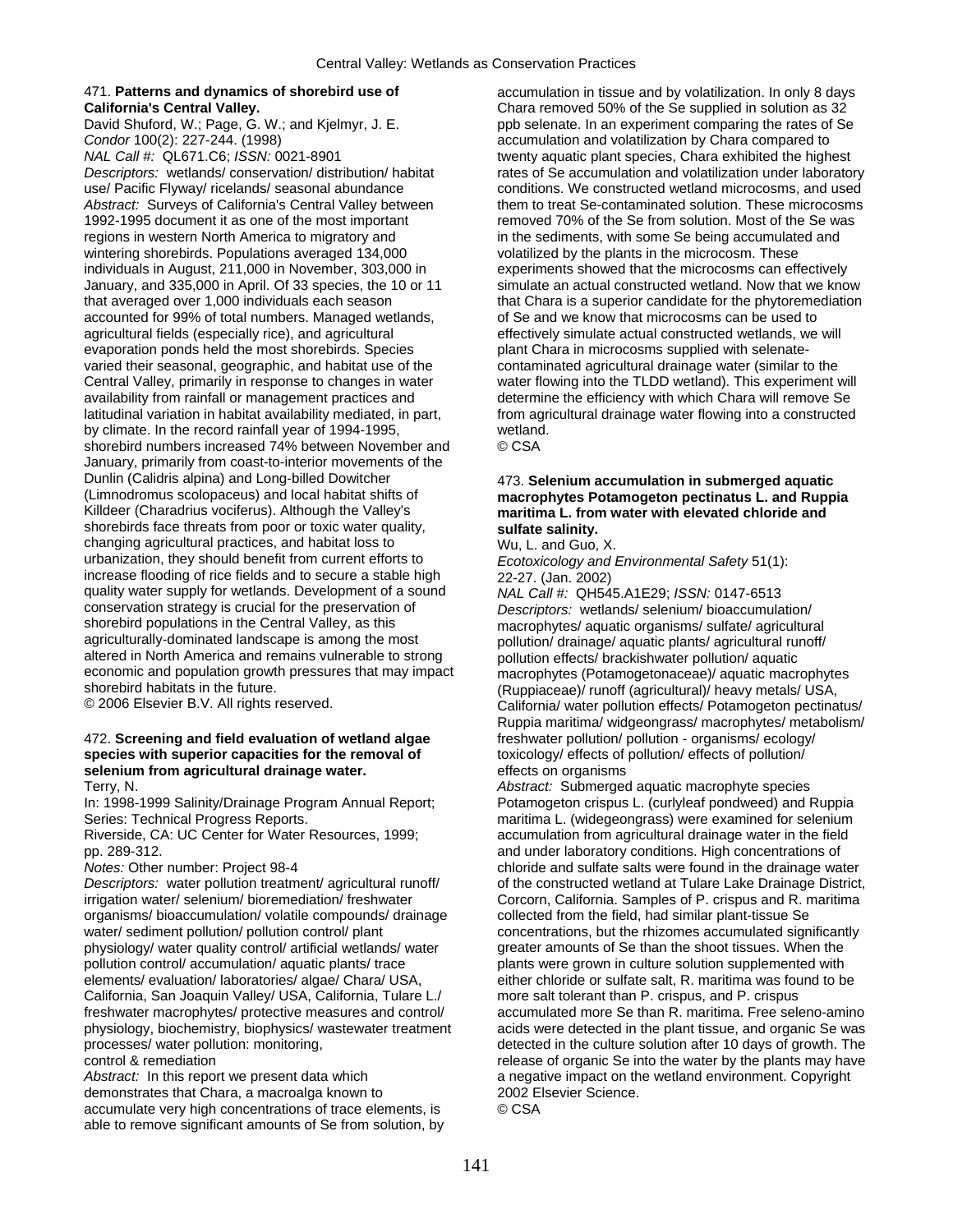471. **Patterns and dynamics of shorebird use of California's Central Valley.**

David Shuford, W.; Page, G. W.; and Kjelmyr, J. E.

*Condor* 100(2): 227-244. (1998)

*NAL Call #:* QL671.C6; *ISSN:* 0021-8901

*Descriptors:* wetlands/ conservation/ distribution/ habitat use/ Pacific Flyway/ ricelands/ seasonal abundance

*Abstract:* Surveys of California's Central Valley between 1992-1995 document it as one of the most important regions in western North America to migratory and wintering shorebirds. Populations averaged 134,000 individuals in August, 211,000 in November, 303,000 in January, and 335,000 in April. Of 33 species, the 10 or 11 that averaged over 1,000 individuals each season accounted for 99% of total numbers. Managed wetlands, agricultural fields (especially rice), and agricultural evaporation ponds held the most shorebirds. Species varied their seasonal, geographic, and habitat use of the Central Valley, primarily in response to changes in water availability from rainfall or management practices and latitudinal variation in habitat availability mediated, in part, by climate. In the record rainfall year of 1994-1995, shorebird numbers increased 74% between November and January, primarily from coast-to-interior movements of the Dunlin (Calidris alpina) and Long-billed Dowitcher (Limnodromus scolopaceus) and local habitat shifts of Killdeer (Charadrius vociferus). Although the Valley's shorebirds face threats from poor or toxic water quality, changing agricultural practices, and habitat loss to urbanization, they should benefit from current efforts to increase flooding of rice fields and to secure a stable high quality water supply for wetlands. Development of a sound conservation strategy is crucial for the preservation of shorebird populations in the Central Valley, as this agriculturally-dominated landscape is among the most altered in North America and remains vulnerable to strong economic and population growth pressures that may impact shorebird habitats in the future.

© 2006 Elsevier B.V. All rights reserved.

472. **Screening and field evaluation of wetland algae species with superior capacities for the removal of selenium from agricultural drainage water.**

Terry, N.

In: 1998-1999 Salinity/Drainage Program Annual Report; Series: Technical Progress Reports.

Riverside, CA: UC Center for Water Resources, 1999; pp. 289-312.

*Notes:* Other number: Project 98-4

*Descriptors:* water pollution treatment/ agricultural runoff/ irrigation water/ selenium/ bioremediation/ freshwater organisms/ bioaccumulation/ volatile compounds/ drainage water/ sediment pollution/ pollution control/ plant physiology/ water quality control/ artificial wetlands/ water pollution control/ accumulation/ aquatic plants/ trace elements/ evaluation/ laboratories/ algae/ Chara/ USA, California, San Joaquin Valley/ USA, California, Tulare L./ freshwater macrophytes/ protective measures and control/ physiology, biochemistry, biophysics/ wastewater treatment processes/ water pollution: monitoring, control & remediation

*Abstract:* In this report we present data which demonstrates that Chara, a macroalga known to accumulate very high concentrations of trace elements, is able to remove significant amounts of Se from solution, by accumulation in tissue and by volatilization. In only 8 days Chara removed 50% of the Se supplied in solution as 32 ppb selenate. In an experiment comparing the rates of Se accumulation and volatilization by Chara compared to twenty aquatic plant species, Chara exhibited the highest rates of Se accumulation and volatilization under laboratory conditions. We constructed wetland microcosms, and used them to treat Se-contaminated solution. These microcosms removed 70% of the Se from solution. Most of the Se was in the sediments, with some Se being accumulated and volatilized by the plants in the microcosm. These experiments showed that the microcosms can effectively simulate an actual constructed wetland. Now that we know that Chara is a superior candidate for the phytoremediation of Se and we know that microcosms can be used to effectively simulate actual constructed wetlands, we will plant Chara in microcosms supplied with selenate-contaminated agricultural drainage water (similar to the water flowing into the TLDD wetland). This experiment will determine the efficiency with which Chara will remove Se from agricultural drainage water flowing into a constructed wetland.

© CSA

473. **Selenium accumulation in submerged aquatic macrophytes Potamogeton pectinatus L. and Ruppia maritima L. from water with elevated chloride and sulfate salinity.**

Wu, L. and Guo, X.

*Ecotoxicology and Environmental Safety* 51(1): 22-27. (Jan. 2002)

*NAL Call #:* QH545.A1E29; *ISSN:* 0147-6513

*Descriptors:* wetlands/ selenium/ bioaccumulation/ macrophytes/ aquatic organisms/ sulfate/ agricultural pollution/ drainage/ aquatic plants/ agricultural runoff/ pollution effects/ brackishwater pollution/ aquatic macrophytes (Potamogetonaceae)/ aquatic macrophytes (Ruppiaceae)/ runoff (agricultural)/ heavy metals/ USA, California/ water pollution effects/ Potamogeton pectinatus/ Ruppia maritima/ widgeongrass/ macrophytes/ metabolism/ freshwater pollution/ pollution - organisms/ ecology/ toxicology/ effects of pollution/ effects of pollution/ effects on organisms

*Abstract:* Submerged aquatic macrophyte species Potamogeton crispus L. (curlyleaf pondweed) and Ruppia maritima L. (widegeongrass) were examined for selenium accumulation from agricultural drainage water in the field and under laboratory conditions. High concentrations of chloride and sulfate salts were found in the drainage water of the constructed wetland at Tulare Lake Drainage District, Corcorn, California. Samples of P. crispus and R. maritima collected from the field, had similar plant-tissue Se concentrations, but the rhizomes accumulated significantly greater amounts of Se than the shoot tissues. When the plants were grown in culture solution supplemented with either chloride or sulfate salt, R. maritima was found to be more salt tolerant than P. crispus, and P. crispus accumulated more Se than R. maritima. Free seleno-amino acids were detected in the plant tissue, and organic Se was detected in the culture solution after 10 days of growth. The release of organic Se into the water by the plants may have a negative impact on the wetland environment. Copyright 2002 Elsevier Science.

© CSA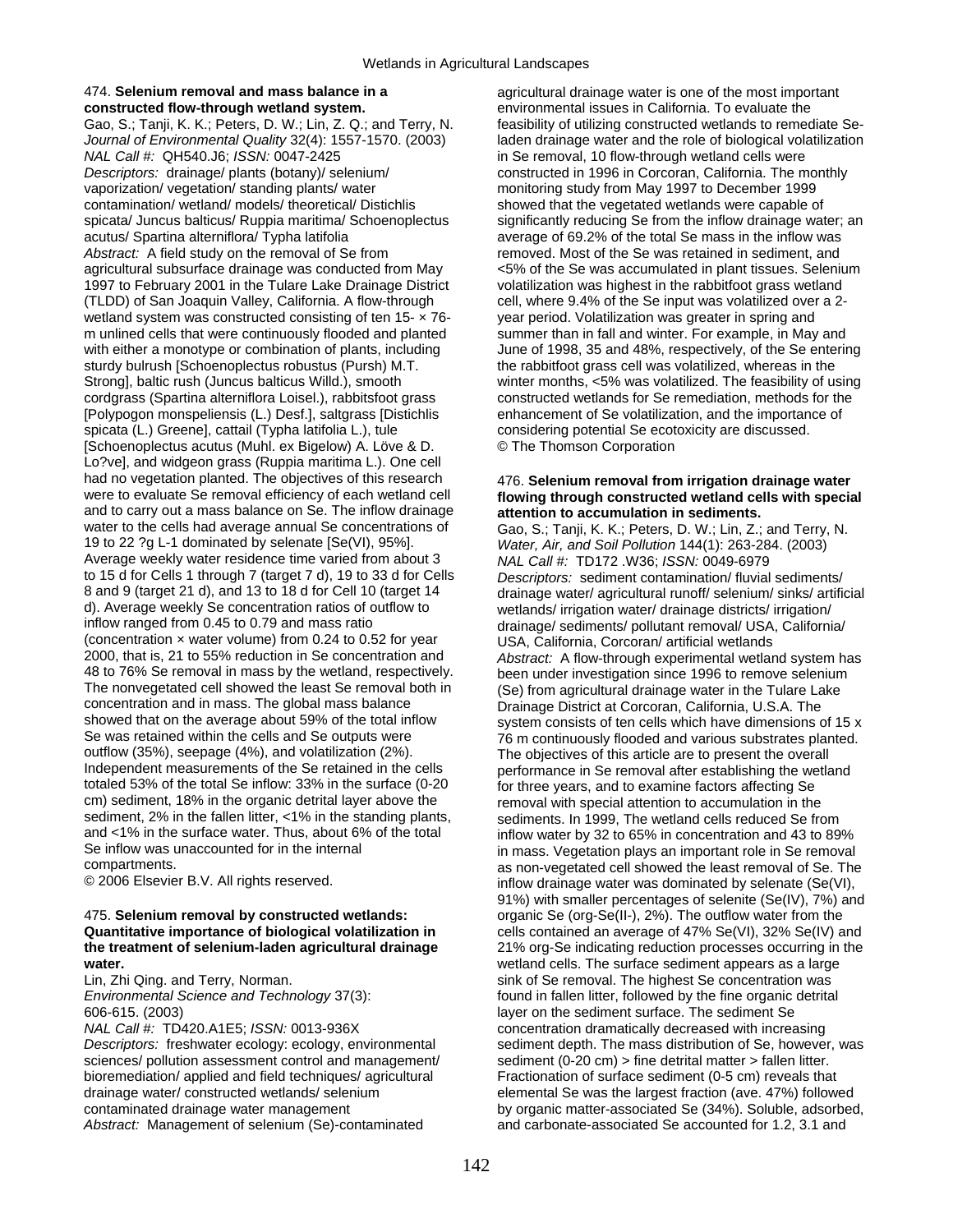**474. Selenium removal and mass balance in a constructed flow-through wetland system.**

Gao, S.; Tanji, K. K.; Peters, D. W.; Lin, Z. Q.; and Terry, N.

*Journal of Environmental Quality* 32(4): 1557-1570. (2003)

*NAL Call #:* QH540.J6; *ISSN:* 0047-2425

*Descriptors:* drainage/ plants (botany)/ selenium/ vaporization/ vegetation/ standing plants/ water contamination/ wetland/ models/ theoretical/ Distichlis spicata/ Juncus balticus/ Ruppia maritima/ Schoenoplectus acutus/ Spartina alterniflora/ Typha latifolia

*Abstract:* A field study on the removal of Se from agricultural subsurface drainage was conducted from May 1997 to February 2001 in the Tulare Lake Drainage District (TLDD) of San Joaquin Valley, California. A flow-through wetland system was constructed consisting of ten 15- × 76-m unlined cells that were continuously flooded and planted with either a monotype or combination of plants, including sturdy bulrush [Schoenoplectus robustus (Pursh) M.T. Strong], baltic rush (Juncus balticus Willd.), smooth cordgrass (Spartina alterniflora Loisel.), rabbitsfoot grass [Polypogon monspeliensis (L.) Desf.], saltgrass [Distichlis spicata (L.) Greene], cattail (Typha latifolia L.), tule [Schoenoplectus acutus (Muhl. ex Bigelow) A. Löve & D. Lo?ve], and widgeon grass (Ruppia maritima L.). One cell had no vegetation planted. The objectives of this research were to evaluate Se removal efficiency of each wetland cell and to carry out a mass balance on Se. The inflow drainage water to the cells had average annual Se concentrations of 19 to 22 ?g L-1 dominated by selenate [Se(VI), 95%]. Average weekly water residence time varied from about 3 to 15 d for Cells 1 through 7 (target 7 d), 19 to 33 d for Cells 8 and 9 (target 21 d), and 13 to 18 d for Cell 10 (target 14 d). Average weekly Se concentration ratios of outflow to inflow ranged from 0.45 to 0.79 and mass ratio (concentration × water volume) from 0.24 to 0.52 for year 2000, that is, 21 to 55% reduction in Se concentration and 48 to 76% Se removal in mass by the wetland, respectively. The nonvegetated cell showed the least Se removal both in concentration and in mass. The global mass balance showed that on the average about 59% of the total inflow Se was retained within the cells and Se outputs were outflow (35%), seepage (4%), and volatilization (2%). Independent measurements of the Se retained in the cells totaled 53% of the total Se inflow: 33% in the surface (0-20 cm) sediment, 18% in the organic detrital layer above the sediment, 2% in the fallen litter, <1% in the standing plants, and <1% in the surface water. Thus, about 6% of the total Se inflow was unaccounted for in the internal compartments.

© 2006 Elsevier B.V. All rights reserved.

**475. Selenium removal by constructed wetlands: Quantitative importance of biological volatilization in the treatment of selenium-laden agricultural drainage water.**

Lin, Zhi Qing. and Terry, Norman.

*Environmental Science and Technology* 37(3): 606-615. (2003)

*NAL Call #:* TD420.A1E5; *ISSN:* 0013-936X

*Descriptors:* freshwater ecology: ecology, environmental sciences/ pollution assessment control and management/ bioremediation/ applied and field techniques/ agricultural drainage water/ constructed wetlands/ selenium contaminated drainage water management

*Abstract:* Management of selenium (Se)-contaminated agricultural drainage water is one of the most important environmental issues in California. To evaluate the feasibility of utilizing constructed wetlands to remediate Se-laden drainage water and the role of biological volatilization in Se removal, 10 flow-through wetland cells were constructed in 1996 in Corcoran, California. The monthly monitoring study from May 1997 to December 1999 showed that the vegetated wetlands were capable of significantly reducing Se from the inflow drainage water; an average of 69.2% of the total Se mass in the inflow was removed. Most of the Se was retained in sediment, and <5% of the Se was accumulated in plant tissues. Selenium volatilization was highest in the rabbitfoot grass wetland cell, where 9.4% of the Se input was volatilized over a 2-year period. Volatilization was greater in spring and summer than in fall and winter. For example, in May and June of 1998, 35 and 48%, respectively, of the Se entering the rabbitfoot grass cell was volatilized, whereas in the winter months, <5% was volatilized. The feasibility of using constructed wetlands for Se remediation, methods for the enhancement of Se volatilization, and the importance of considering potential Se ecotoxicity are discussed.

© The Thomson Corporation

**476. Selenium removal from irrigation drainage water flowing through constructed wetland cells with special attention to accumulation in sediments.**

Gao, S.; Tanji, K. K.; Peters, D. W.; Lin, Z.; and Terry, N.

*Water, Air, and Soil Pollution* 144(1): 263-284. (2003)

*NAL Call #:* TD172 .W36; *ISSN:* 0049-6979

*Descriptors:* sediment contamination/ fluvial sediments/ drainage water/ agricultural runoff/ selenium/ sinks/ artificial wetlands/ irrigation water/ drainage districts/ irrigation/ drainage/ sediments/ pollutant removal/ USA, California/ USA, California, Corcoran/ artificial wetlands

*Abstract:* A flow-through experimental wetland system has been under investigation since 1996 to remove selenium (Se) from agricultural drainage water in the Tulare Lake Drainage District at Corcoran, California, U.S.A. The system consists of ten cells which have dimensions of 15 x 76 m continuously flooded and various substrates planted. The objectives of this article are to present the overall performance in Se removal after establishing the wetland for three years, and to examine factors affecting Se removal with special attention to accumulation in the sediments. In 1999, The wetland cells reduced Se from inflow water by 32 to 65% in concentration and 43 to 89% in mass. Vegetation plays an important role in Se removal as non-vegetated cell showed the least removal of Se. The inflow drainage water was dominated by selenate (Se(VI), 91%) with smaller percentages of selenite (Se(IV), 7%) and organic Se (org-Se(II-), 2%). The outflow water from the cells contained an average of 47% Se(VI), 32% Se(IV) and 21% org-Se indicating reduction processes occurring in the wetland cells. The surface sediment appears as a large sink of Se removal. The highest Se concentration was found in fallen litter, followed by the fine organic detrital layer on the sediment surface. The sediment Se concentration dramatically decreased with increasing sediment depth. The mass distribution of Se, however, was sediment (0-20 cm) > fine detrital matter > fallen litter. Fractionation of surface sediment (0-5 cm) reveals that elemental Se was the largest fraction (ave. 47%) followed by organic matter-associated Se (34%). Soluble, adsorbed, and carbonate-associated Se accounted for 1.2, 3.1 and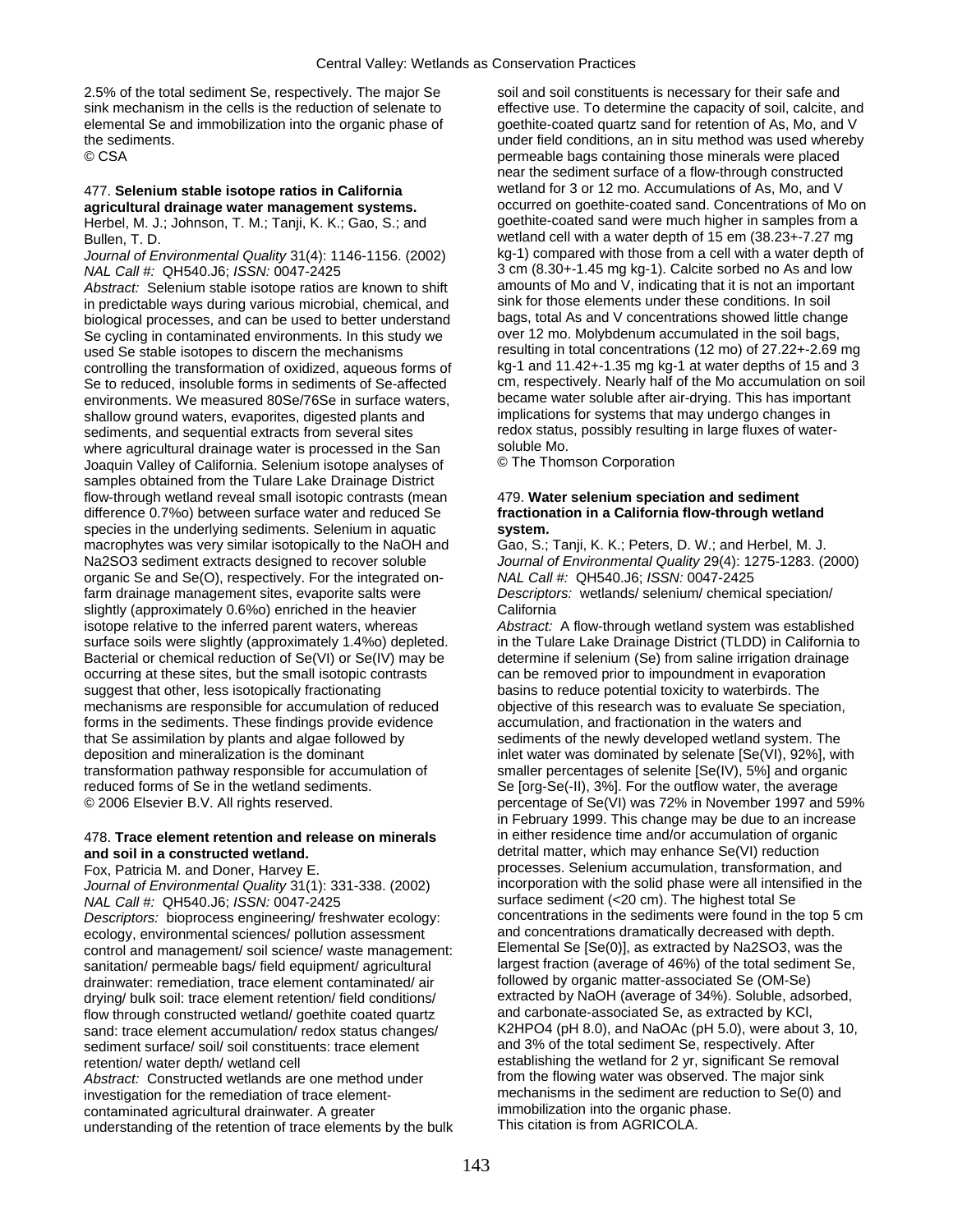2.5% of the total sediment Se, respectively. The major Se sink mechanism in the cells is the reduction of selenate to elemental Se and immobilization into the organic phase of the sediments.
© CSA

477. **Selenium stable isotope ratios in California agricultural drainage water management systems.**
Herbel, M. J.; Johnson, T. M.; Tanji, K. K.; Gao, S.; and Bullen, T. D.
*Journal of Environmental Quality* 31(4): 1146-1156. (2002)
*NAL Call #:* QH540.J6; *ISSN:* 0047-2425
*Abstract:* Selenium stable isotope ratios are known to shift in predictable ways during various microbial, chemical, and biological processes, and can be used to better understand Se cycling in contaminated environments. In this study we used Se stable isotopes to discern the mechanisms controlling the transformation of oxidized, aqueous forms of Se to reduced, insoluble forms in sediments of Se-affected environments. We measured 80Se/76Se in surface waters, shallow ground waters, evaporites, digested plants and sediments, and sequential extracts from several sites where agricultural drainage water is processed in the San Joaquin Valley of California. Selenium isotope analyses of samples obtained from the Tulare Lake Drainage District flow-through wetland reveal small isotopic contrasts (mean difference 0.7‰) between surface water and reduced Se species in the underlying sediments. Selenium in aquatic macrophytes was very similar isotopically to the NaOH and $Na_2SO_3$ sediment extracts designed to recover soluble organic Se and Se(O), respectively. For the integrated on-farm drainage management sites, evaporite salts were slightly (approximately 0.6‰) enriched in the heavier isotope relative to the inferred parent waters, whereas surface soils were slightly (approximately 1.4‰) depleted. Bacterial or chemical reduction of Se(VI) or Se(IV) may be occurring at these sites, but the small isotopic contrasts suggest that other, less isotopically fractionating mechanisms are responsible for accumulation of reduced forms in the sediments. These findings provide evidence that Se assimilation by plants and algae followed by deposition and mineralization is the dominant transformation pathway responsible for accumulation of reduced forms of Se in the wetland sediments.
© 2006 Elsevier B.V. All rights reserved.

478. **Trace element retention and release on minerals and soil in a constructed wetland.**
Fox, Patricia M. and Doner, Harvey E.
*Journal of Environmental Quality* 31(1): 331-338. (2002)
*NAL Call #:* QH540.J6; *ISSN:* 0047-2425
*Descriptors:* bioprocess engineering/ freshwater ecology: ecology, environmental sciences/ pollution assessment control and management/ soil science/ waste management: sanitation/ permeable bags/ field equipment/ agricultural drainwater: remediation, trace element contaminated/ air drying/ bulk soil: trace element retention/ field conditions/ flow through constructed wetland/ goethite coated quartz sand: trace element accumulation/ redox status changes/ sediment surface/ soil/ soil constituents: trace element retention/ water depth/ wetland cell
*Abstract:* Constructed wetlands are one method under investigation for the remediation of trace element-contaminated agricultural drainwater. A greater understanding of the retention of trace elements by the bulk soil and soil constituents is necessary for their safe and effective use. To determine the capacity of soil, calcite, and goethite-coated quartz sand for retention of As, Mo, and V under field conditions, an in situ method was used whereby permeable bags containing those minerals were placed near the sediment surface of a flow-through constructed wetland for 3 or 12 mo. Accumulations of As, Mo, and V occurred on goethite-coated sand. Concentrations of Mo on goethite-coated sand were much higher in samples from a wetland cell with a water depth of 15 em (38.23+-7.27 mg kg-1) compared with those from a cell with a water depth of 3 cm (8.30+-1.45 mg kg-1). Calcite sorbed no As and low amounts of Mo and V, indicating that it is not an important sink for those elements under these conditions. In soil bags, total As and V concentrations showed little change over 12 mo. Molybdenum accumulated in the soil bags, resulting in total concentrations (12 mo) of 27.22+-2.69 mg kg-1 and 11.42+-1.35 mg kg-1 at water depths of 15 and 3 cm, respectively. Nearly half of the Mo accumulation on soil became water soluble after air-drying. This has important implications for systems that may undergo changes in redox status, possibly resulting in large fluxes of water-soluble Mo.
© The Thomson Corporation

479. **Water selenium speciation and sediment fractionation in a California flow-through wetland system.**
Gao, S.; Tanji, K. K.; Peters, D. W.; and Herbel, M. J.
*Journal of Environmental Quality* 29(4): 1275-1283. (2000)
*NAL Call #:* QH540.J6; *ISSN:* 0047-2425
*Descriptors:* wetlands/ selenium/ chemical speciation/ California
*Abstract:* A flow-through wetland system was established in the Tulare Lake Drainage District (TLDD) in California to determine if selenium (Se) from saline irrigation drainage can be removed prior to impoundment in evaporation basins to reduce potential toxicity to waterbirds. The objective of this research was to evaluate Se speciation, accumulation, and fractionation in the waters and sediments of the newly developed wetland system. The inlet water was dominated by selenate [Se(VI), 92%], with smaller percentages of selenite [Se(IV), 5%] and organic Se [org-Se(-II), 3%]. For the outflow water, the average percentage of Se(VI) was 72% in November 1997 and 59% in February 1999. This change may be due to an increase in either residence time and/or accumulation of organic detrital matter, which may enhance Se(VI) reduction processes. Selenium accumulation, transformation, and incorporation with the solid phase were all intensified in the surface sediment (<20 cm). The highest total Se concentrations in the sediments were found in the top 5 cm and concentrations dramatically decreased with depth. Elemental Se [Se(0)], as extracted by $Na_2SO_3$, was the largest fraction (average of 46%) of the total sediment Se, followed by organic matter-associated Se (OM-Se) extracted by NaOH (average of 34%). Soluble, adsorbed, and carbonate-associated Se, as extracted by KCl, $K_2HPO_4$ (pH 8.0), and NaOAc (pH 5.0), were about 3, 10, and 3% of the total sediment Se, respectively. After establishing the wetland for 2 yr, significant Se removal from the flowing water was observed. The major sink mechanisms in the sediment are reduction to Se(0) and immobilization into the organic phase.
This citation is from AGRICOLA.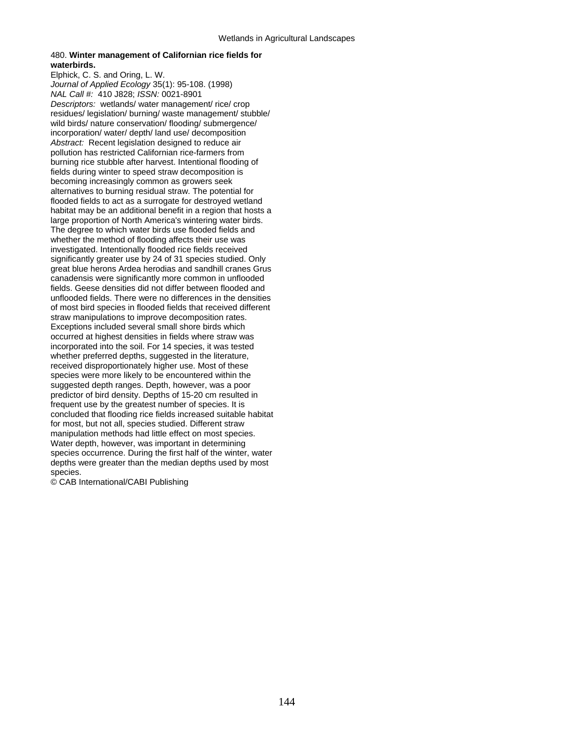480. **Winter management of Californian rice fields for waterbirds.**

Elphick, C. S. and Oring, L. W.

*Journal of Applied Ecology* 35(1): 95-108. (1998)

*NAL Call #:* 410 J828; *ISSN:* 0021-8901

*Descriptors:* wetlands/ water management/ rice/ crop residues/ legislation/ burning/ waste management/ stubble/ wild birds/ nature conservation/ flooding/ submergence/ incorporation/ water/ depth/ land use/ decomposition

*Abstract:* Recent legislation designed to reduce air pollution has restricted Californian rice-farmers from burning rice stubble after harvest. Intentional flooding of fields during winter to speed straw decomposition is becoming increasingly common as growers seek alternatives to burning residual straw. The potential for flooded fields to act as a surrogate for destroyed wetland habitat may be an additional benefit in a region that hosts a large proportion of North America's wintering water birds. The degree to which water birds use flooded fields and whether the method of flooding affects their use was investigated. Intentionally flooded rice fields received significantly greater use by 24 of 31 species studied. Only great blue herons Ardea herodias and sandhill cranes Grus canadensis were significantly more common in unflooded fields. Geese densities did not differ between flooded and unflooded fields. There were no differences in the densities of most bird species in flooded fields that received different straw manipulations to improve decomposition rates. Exceptions included several small shore birds which occurred at highest densities in fields where straw was incorporated into the soil. For 14 species, it was tested whether preferred depths, suggested in the literature, received disproportionately higher use. Most of these species were more likely to be encountered within the suggested depth ranges. Depth, however, was a poor predictor of bird density. Depths of 15-20 cm resulted in frequent use by the greatest number of species. It is concluded that flooding rice fields increased suitable habitat for most, but not all, species studied. Different straw manipulation methods had little effect on most species. Water depth, however, was important in determining species occurrence. During the first half of the winter, water depths were greater than the median depths used by most species.

© CAB International/CABI Publishing